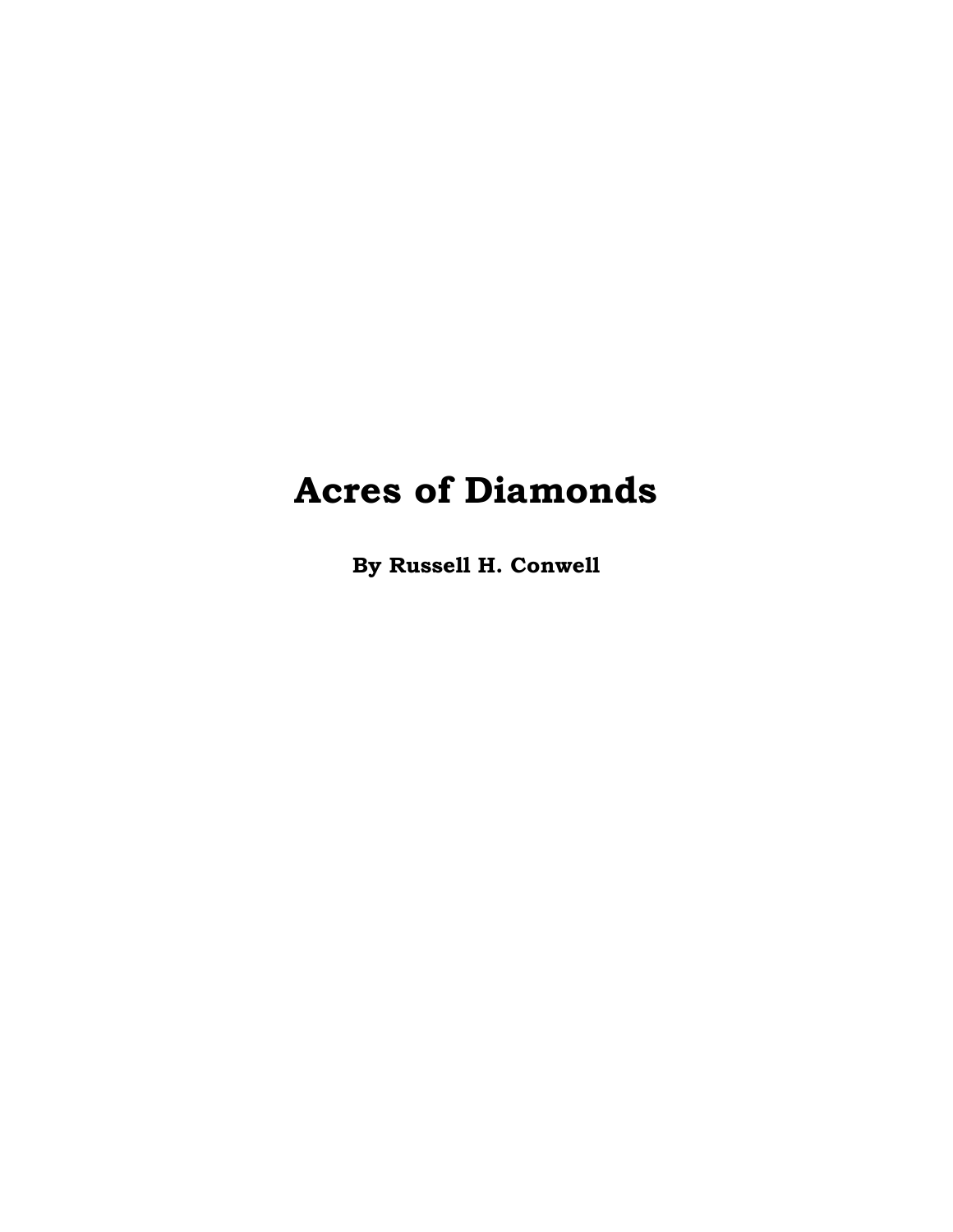# Acres of Diamonds

**By Russell H. Conwell**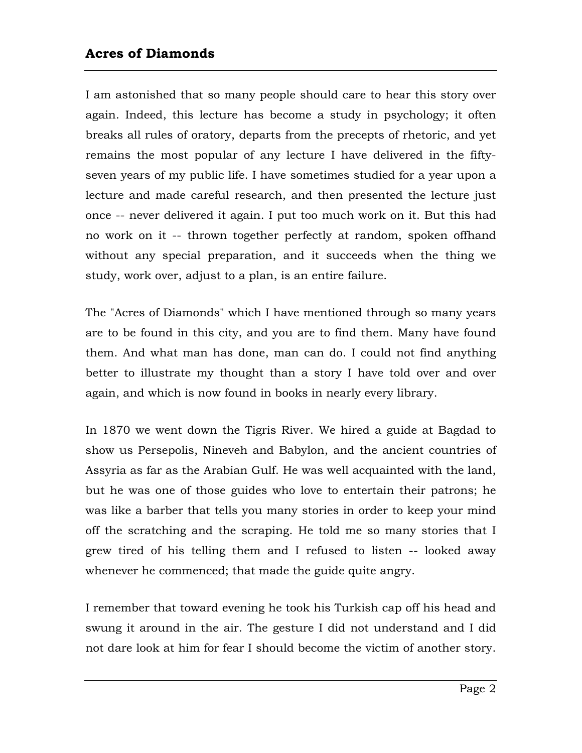I am astonished that so many people should care to hear this story over again. Indeed, this lecture has become a study in psychology; it often breaks all rules of oratory, departs from the precepts of rhetoric, and yet remains the most popular of any lecture I have delivered in the fifty-seven years of my public life. I have sometimes studied for a year upon a lecture and made careful research, and then presented the lecture just once -- never delivered it again. I put too much work on it. But this had no work on it -- thrown together perfectly at random, spoken offhand without any special preparation, and it succeeds when the thing we study, work over, adjust to a plan, is an entire failure.

The "Acres of Diamonds" which I have mentioned through so many years are to be found in this city, and you are to find them. Many have found them. And what man has done, man can do. I could not find anything better to illustrate my thought than a story I have told over and over again, and which is now found in books in nearly every library.

In 1870 we went down the Tigris River. We hired a guide at Bagdad to show us Persepolis, Nineveh and Babylon, and the ancient countries of Assyria as far as the Arabian Gulf. He was well acquainted with the land, but he was one of those guides who love to entertain their patrons; he was like a barber that tells you many stories in order to keep your mind off the scratching and the scraping. He told me so many stories that I grew tired of his telling them and I refused to listen -- looked away whenever he commenced; that made the guide quite angry.

I remember that toward evening he took his Turkish cap off his head and swung it around in the air. The gesture I did not understand and I did not dare look at him for fear I should become the victim of another story.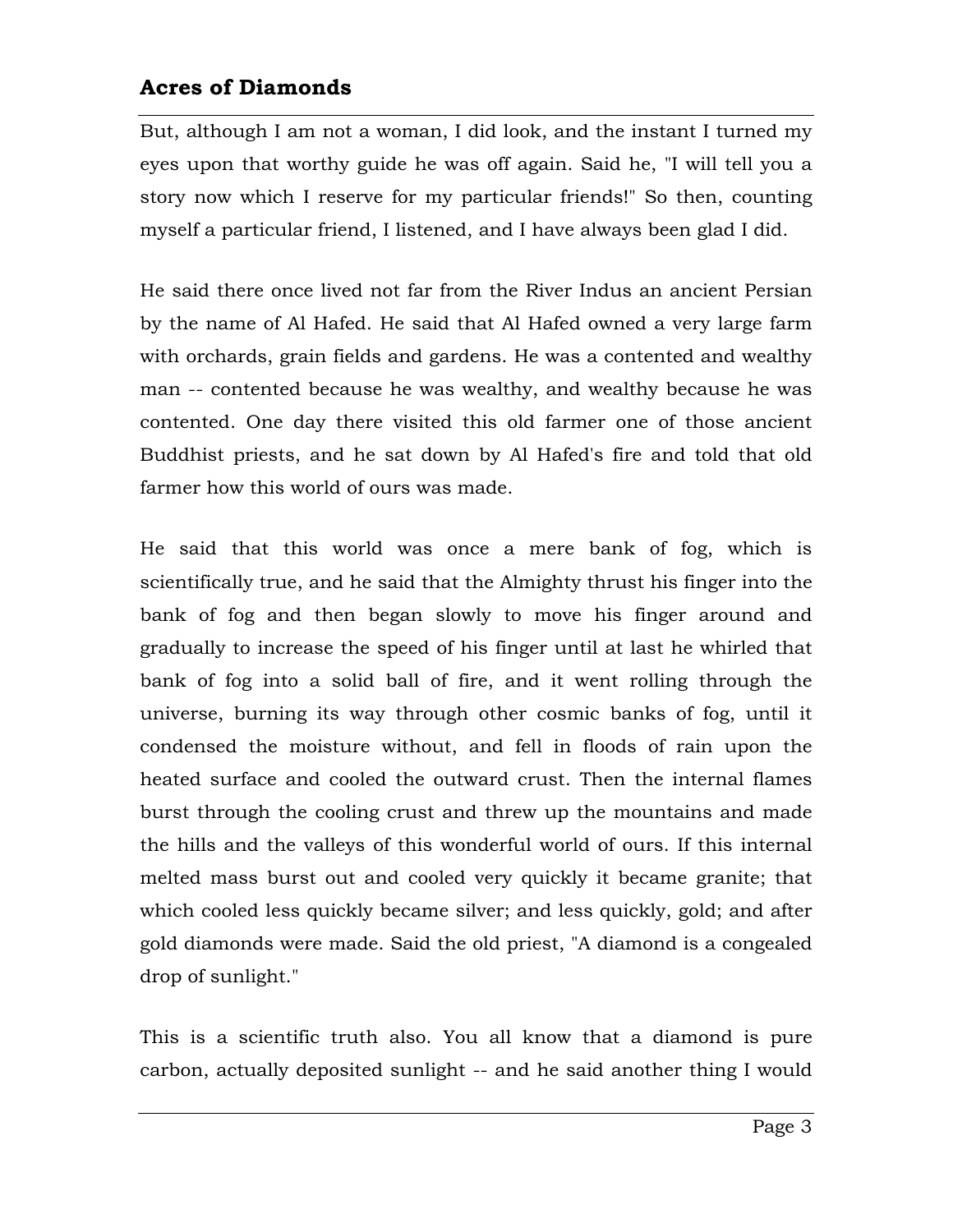But, although I am not a woman, I did look, and the instant I turned my eyes upon that worthy guide he was off again. Said he, "I will tell you a story now which I reserve for my particular friends!" So then, counting myself a particular friend, I listened, and I have always been glad I did.

He said there once lived not far from the River Indus an ancient Persian by the name of Al Hafed. He said that Al Hafed owned a very large farm with orchards, grain fields and gardens. He was a contented and wealthy man -- contented because he was wealthy, and wealthy because he was contented. One day there visited this old farmer one of those ancient Buddhist priests, and he sat down by Al Hafed's fire and told that old farmer how this world of ours was made.

He said that this world was once a mere bank of fog, which is scientifically true, and he said that the Almighty thrust his finger into the bank of fog and then began slowly to move his finger around and gradually to increase the speed of his finger until at last he whirled that bank of fog into a solid ball of fire, and it went rolling through the universe, burning its way through other cosmic banks of fog, until it condensed the moisture without, and fell in floods of rain upon the heated surface and cooled the outward crust. Then the internal flames burst through the cooling crust and threw up the mountains and made the hills and the valleys of this wonderful world of ours. If this internal melted mass burst out and cooled very quickly it became granite; that which cooled less quickly became silver; and less quickly, gold; and after gold diamonds were made. Said the old priest, "A diamond is a congealed drop of sunlight."

This is a scientific truth also. You all know that a diamond is pure carbon, actually deposited sunlight -- and he said another thing I would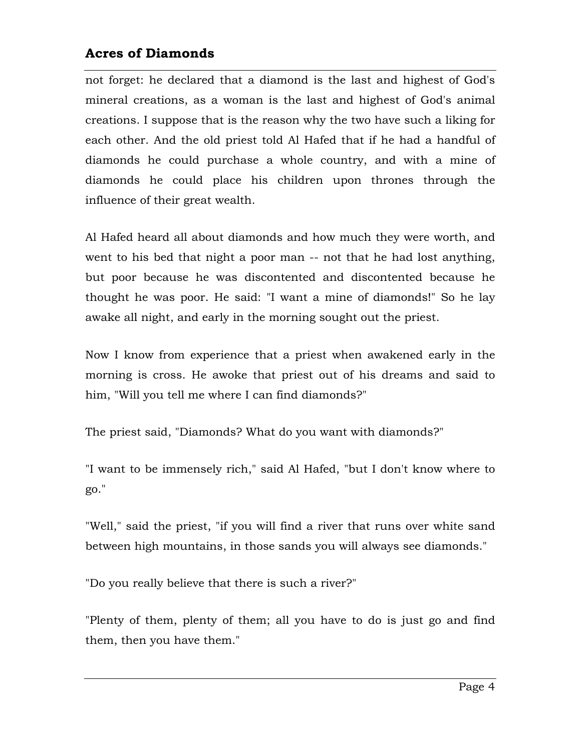not forget: he declared that a diamond is the last and highest of God's mineral creations, as a woman is the last and highest of God's animal creations. I suppose that is the reason why the two have such a liking for each other. And the old priest told Al Hafed that if he had a handful of diamonds he could purchase a whole country, and with a mine of diamonds he could place his children upon thrones through the influence of their great wealth.

Al Hafed heard all about diamonds and how much they were worth, and went to his bed that night a poor man -- not that he had lost anything, but poor because he was discontented and discontented because he thought he was poor. He said: "I want a mine of diamonds!" So he lay awake all night, and early in the morning sought out the priest.

Now I know from experience that a priest when awakened early in the morning is cross. He awoke that priest out of his dreams and said to him, "Will you tell me where I can find diamonds?"

The priest said, "Diamonds? What do you want with diamonds?"

"I want to be immensely rich," said Al Hafed, "but I don't know where to go."

"Well," said the priest, "if you will find a river that runs over white sand between high mountains, in those sands you will always see diamonds."

"Do you really believe that there is such a river?"

"Plenty of them, plenty of them; all you have to do is just go and find them, then you have them."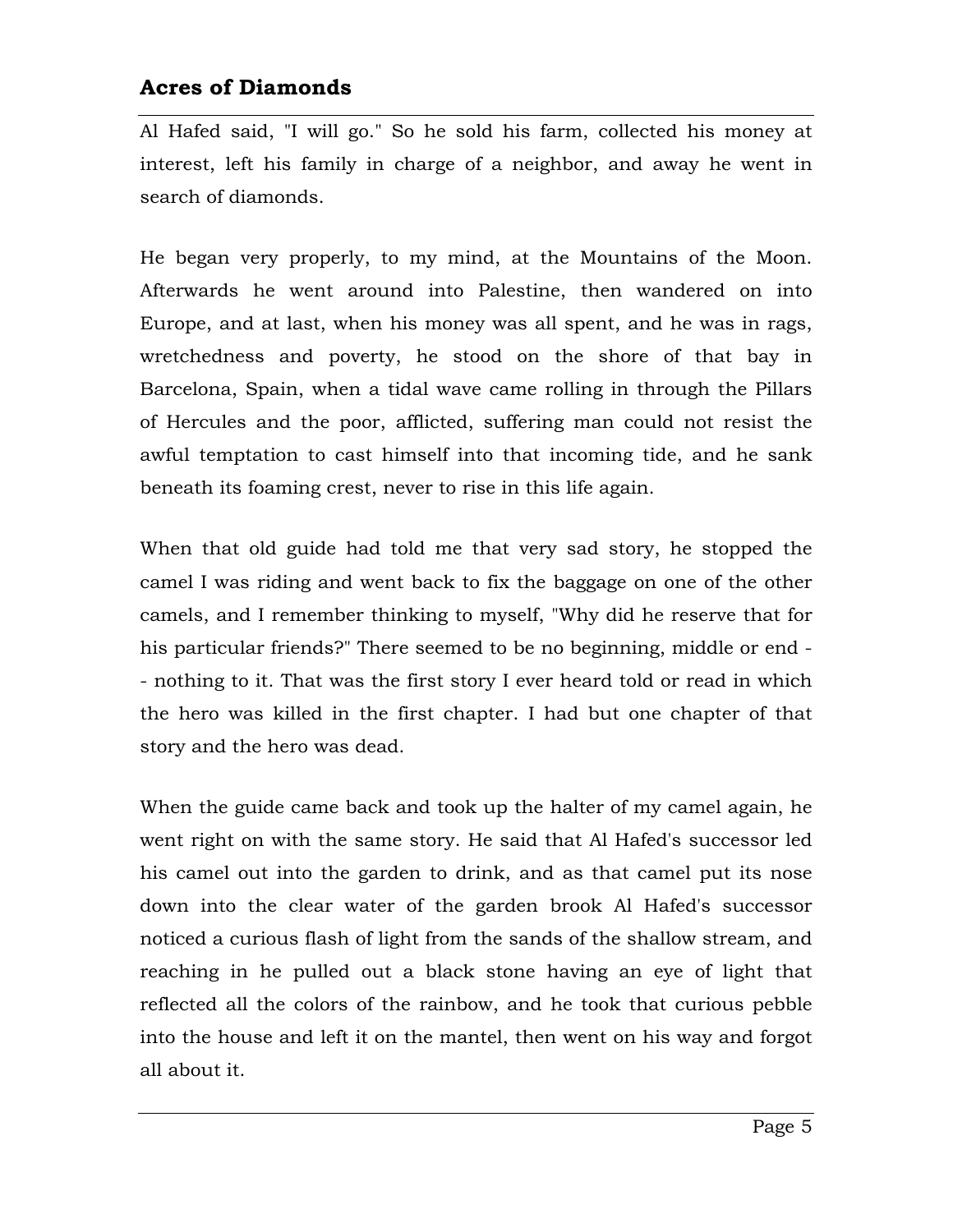Al Hafed said, "I will go." So he sold his farm, collected his money at interest, left his family in charge of a neighbor, and away he went in search of diamonds.

He began very properly, to my mind, at the Mountains of the Moon. Afterwards he went around into Palestine, then wandered on into Europe, and at last, when his money was all spent, and he was in rags, wretchedness and poverty, he stood on the shore of that bay in Barcelona, Spain, when a tidal wave came rolling in through the Pillars of Hercules and the poor, afflicted, suffering man could not resist the awful temptation to cast himself into that incoming tide, and he sank beneath its foaming crest, never to rise in this life again.

When that old guide had told me that very sad story, he stopped the camel I was riding and went back to fix the baggage on one of the other camels, and I remember thinking to myself, "Why did he reserve that for his particular friends?" There seemed to be no beginning, middle or end -- nothing to it. That was the first story I ever heard told or read in which the hero was killed in the first chapter. I had but one chapter of that story and the hero was dead.

When the guide came back and took up the halter of my camel again, he went right on with the same story. He said that Al Hafed's successor led his camel out into the garden to drink, and as that camel put its nose down into the clear water of the garden brook Al Hafed's successor noticed a curious flash of light from the sands of the shallow stream, and reaching in he pulled out a black stone having an eye of light that reflected all the colors of the rainbow, and he took that curious pebble into the house and left it on the mantel, then went on his way and forgot all about it.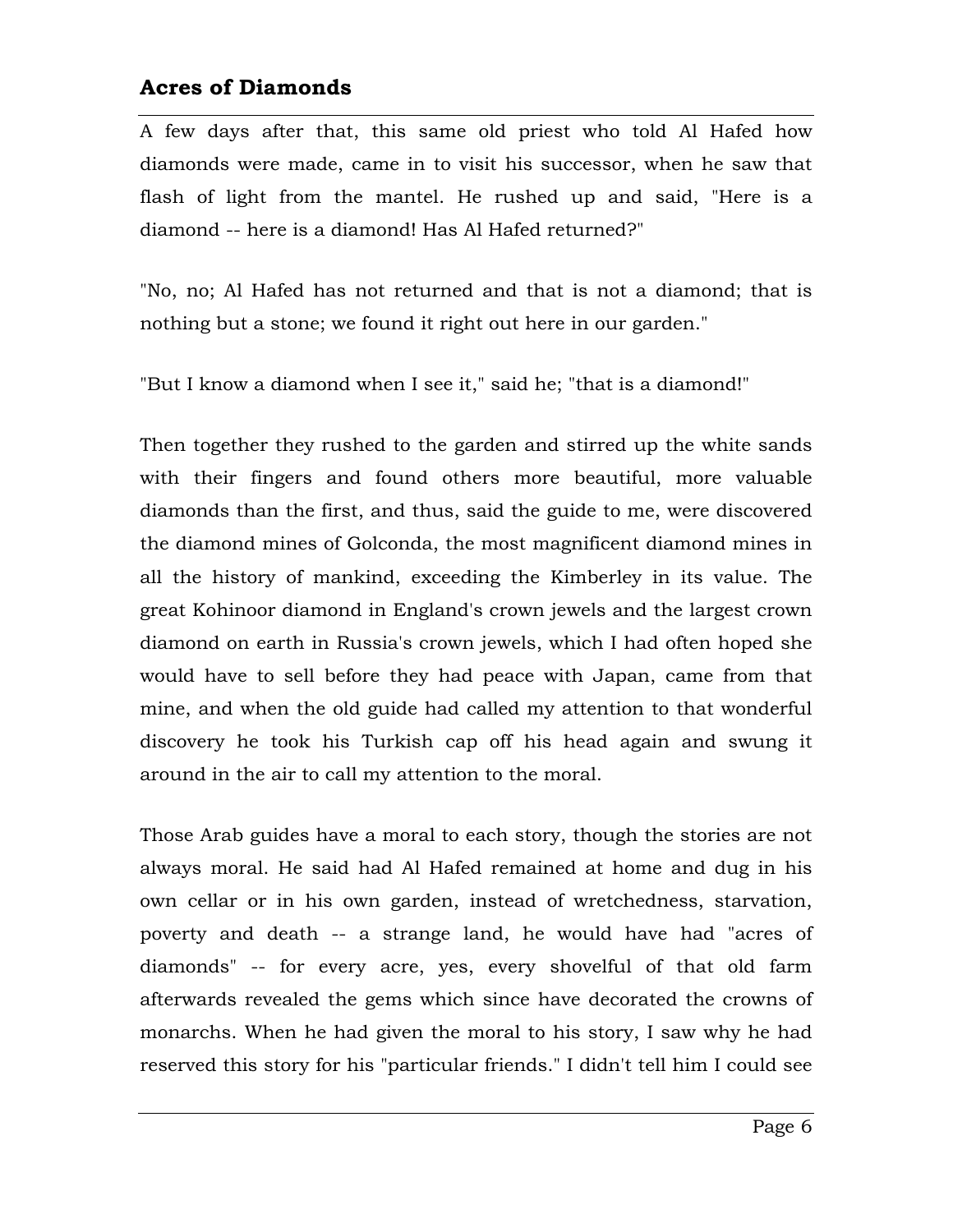A few days after that, this same old priest who told Al Hafed how diamonds were made, came in to visit his successor, when he saw that flash of light from the mantel. He rushed up and said, "Here is a diamond -- here is a diamond! Has Al Hafed returned?"

"No, no; Al Hafed has not returned and that is not a diamond; that is nothing but a stone; we found it right out here in our garden."

"But I know a diamond when I see it," said he; "that is a diamond!"

Then together they rushed to the garden and stirred up the white sands with their fingers and found others more beautiful, more valuable diamonds than the first, and thus, said the guide to me, were discovered the diamond mines of Golconda, the most magnificent diamond mines in all the history of mankind, exceeding the Kimberley in its value. The great Kohinoor diamond in England's crown jewels and the largest crown diamond on earth in Russia's crown jewels, which I had often hoped she would have to sell before they had peace with Japan, came from that mine, and when the old guide had called my attention to that wonderful discovery he took his Turkish cap off his head again and swung it around in the air to call my attention to the moral.

Those Arab guides have a moral to each story, though the stories are not always moral. He said had Al Hafed remained at home and dug in his own cellar or in his own garden, instead of wretchedness, starvation, poverty and death -- a strange land, he would have had "acres of diamonds" -- for every acre, yes, every shovelful of that old farm afterwards revealed the gems which since have decorated the crowns of monarchs. When he had given the moral to his story, I saw why he had reserved this story for his "particular friends." I didn't tell him I could see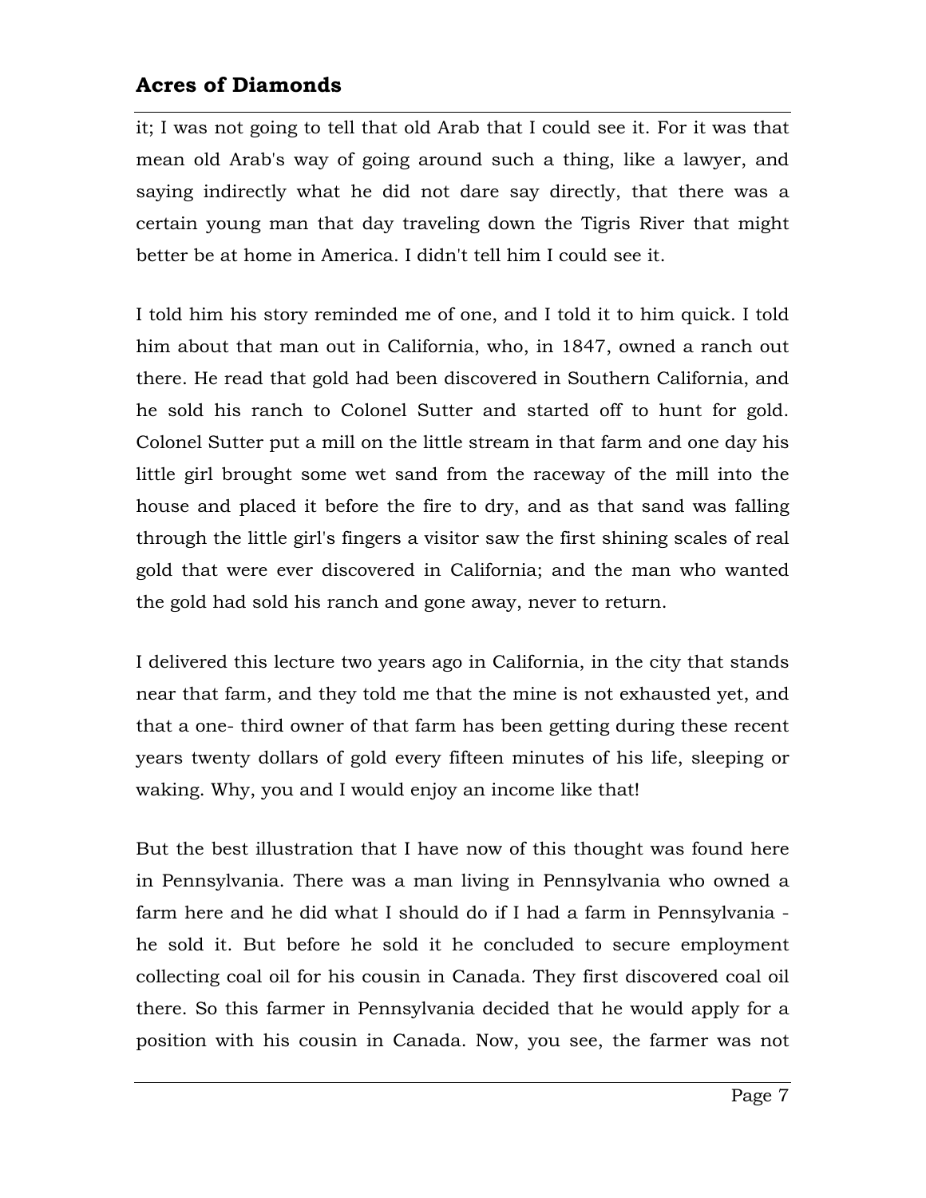it; I was not going to tell that old Arab that I could see it. For it was that mean old Arab's way of going around such a thing, like a lawyer, and saying indirectly what he did not dare say directly, that there was a certain young man that day traveling down the Tigris River that might better be at home in America. I didn't tell him I could see it.

I told him his story reminded me of one, and I told it to him quick. I told him about that man out in California, who, in 1847, owned a ranch out there. He read that gold had been discovered in Southern California, and he sold his ranch to Colonel Sutter and started off to hunt for gold. Colonel Sutter put a mill on the little stream in that farm and one day his little girl brought some wet sand from the raceway of the mill into the house and placed it before the fire to dry, and as that sand was falling through the little girl's fingers a visitor saw the first shining scales of real gold that were ever discovered in California; and the man who wanted the gold had sold his ranch and gone away, never to return.

I delivered this lecture two years ago in California, in the city that stands near that farm, and they told me that the mine is not exhausted yet, and that a one- third owner of that farm has been getting during these recent years twenty dollars of gold every fifteen minutes of his life, sleeping or waking. Why, you and I would enjoy an income like that!

But the best illustration that I have now of this thought was found here in Pennsylvania. There was a man living in Pennsylvania who owned a farm here and he did what I should do if I had a farm in Pennsylvania - he sold it. But before he sold it he concluded to secure employment collecting coal oil for his cousin in Canada. They first discovered coal oil there. So this farmer in Pennsylvania decided that he would apply for a position with his cousin in Canada. Now, you see, the farmer was not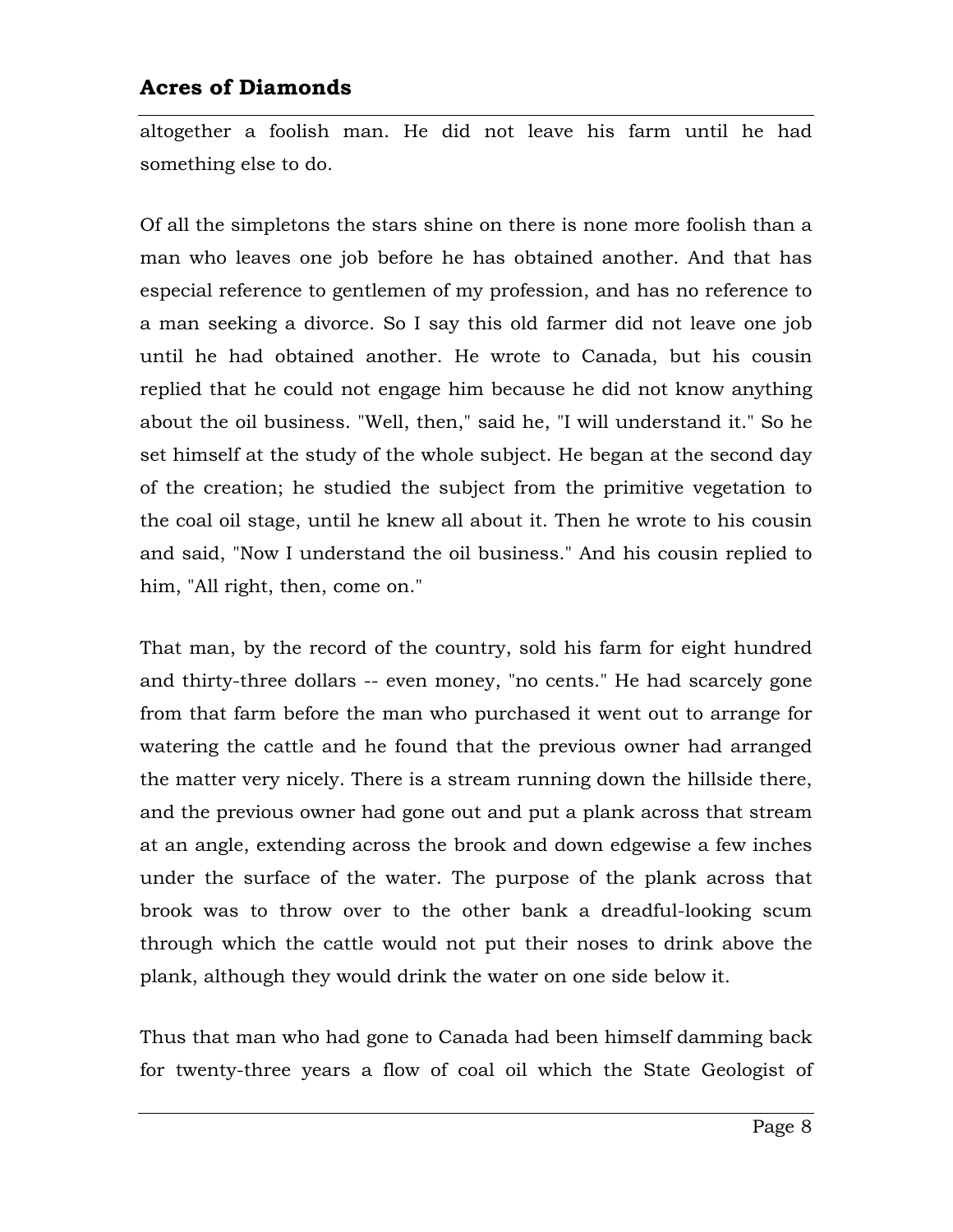altogether a foolish man. He did not leave his farm until he had something else to do.

Of all the simpletons the stars shine on there is none more foolish than a man who leaves one job before he has obtained another. And that has especial reference to gentlemen of my profession, and has no reference to a man seeking a divorce. So I say this old farmer did not leave one job until he had obtained another. He wrote to Canada, but his cousin replied that he could not engage him because he did not know anything about the oil business. "Well, then," said he, "I will understand it." So he set himself at the study of the whole subject. He began at the second day of the creation; he studied the subject from the primitive vegetation to the coal oil stage, until he knew all about it. Then he wrote to his cousin and said, "Now I understand the oil business." And his cousin replied to him, "All right, then, come on."

That man, by the record of the country, sold his farm for eight hundred and thirty-three dollars -- even money, "no cents." He had scarcely gone from that farm before the man who purchased it went out to arrange for watering the cattle and he found that the previous owner had arranged the matter very nicely. There is a stream running down the hillside there, and the previous owner had gone out and put a plank across that stream at an angle, extending across the brook and down edgewise a few inches under the surface of the water. The purpose of the plank across that brook was to throw over to the other bank a dreadful-looking scum through which the cattle would not put their noses to drink above the plank, although they would drink the water on one side below it.

Thus that man who had gone to Canada had been himself damming back for twenty-three years a flow of coal oil which the State Geologist of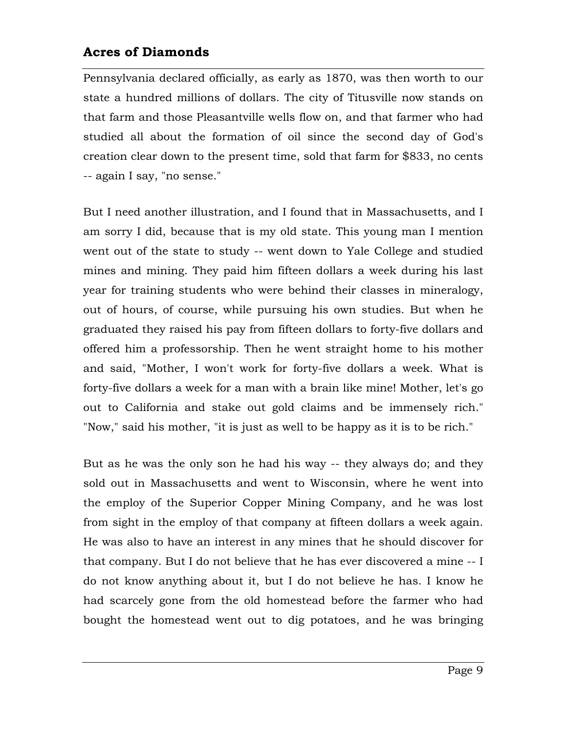Pennsylvania declared officially, as early as 1870, was then worth to our state a hundred millions of dollars. The city of Titusville now stands on that farm and those Pleasantville wells flow on, and that farmer who had studied all about the formation of oil since the second day of God's creation clear down to the present time, sold that farm for $833, no cents -- again I say, "no sense."

But I need another illustration, and I found that in Massachusetts, and I am sorry I did, because that is my old state. This young man I mention went out of the state to study -- went down to Yale College and studied mines and mining. They paid him fifteen dollars a week during his last year for training students who were behind their classes in mineralogy, out of hours, of course, while pursuing his own studies. But when he graduated they raised his pay from fifteen dollars to forty-five dollars and offered him a professorship. Then he went straight home to his mother and said, "Mother, I won't work for forty-five dollars a week. What is forty-five dollars a week for a man with a brain like mine! Mother, let's go out to California and stake out gold claims and be immensely rich." "Now," said his mother, "it is just as well to be happy as it is to be rich."

But as he was the only son he had his way -- they always do; and they sold out in Massachusetts and went to Wisconsin, where he went into the employ of the Superior Copper Mining Company, and he was lost from sight in the employ of that company at fifteen dollars a week again. He was also to have an interest in any mines that he should discover for that company. But I do not believe that he has ever discovered a mine -- I do not know anything about it, but I do not believe he has. I know he had scarcely gone from the old homestead before the farmer who had bought the homestead went out to dig potatoes, and he was bringing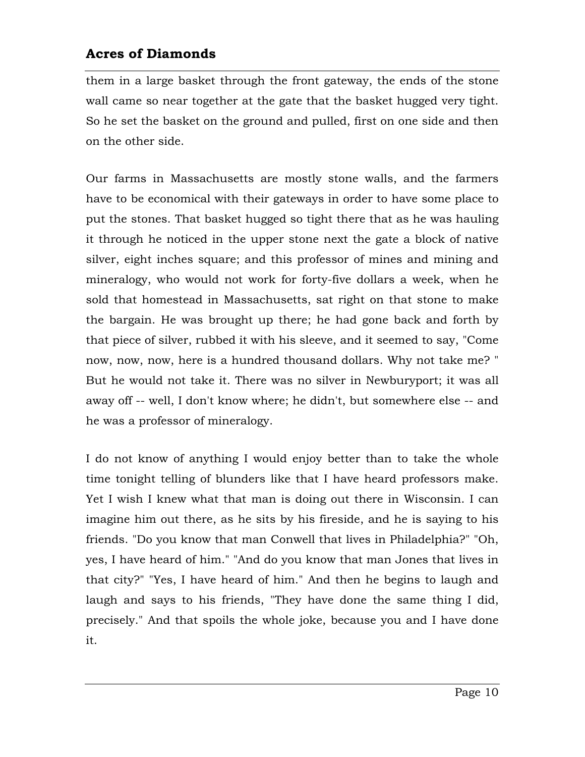them in a large basket through the front gateway, the ends of the stone wall came so near together at the gate that the basket hugged very tight. So he set the basket on the ground and pulled, first on one side and then on the other side.

Our farms in Massachusetts are mostly stone walls, and the farmers have to be economical with their gateways in order to have some place to put the stones. That basket hugged so tight there that as he was hauling it through he noticed in the upper stone next the gate a block of native silver, eight inches square; and this professor of mines and mining and mineralogy, who would not work for forty-five dollars a week, when he sold that homestead in Massachusetts, sat right on that stone to make the bargain. He was brought up there; he had gone back and forth by that piece of silver, rubbed it with his sleeve, and it seemed to say, "Come now, now, now, here is a hundred thousand dollars. Why not take me? " But he would not take it. There was no silver in Newburyport; it was all away off -- well, I don't know where; he didn't, but somewhere else -- and he was a professor of mineralogy.

I do not know of anything I would enjoy better than to take the whole time tonight telling of blunders like that I have heard professors make. Yet I wish I knew what that man is doing out there in Wisconsin. I can imagine him out there, as he sits by his fireside, and he is saying to his friends. "Do you know that man Conwell that lives in Philadelphia?" "Oh, yes, I have heard of him." "And do you know that man Jones that lives in that city?" "Yes, I have heard of him." And then he begins to laugh and laugh and says to his friends, "They have done the same thing I did, precisely." And that spoils the whole joke, because you and I have done it.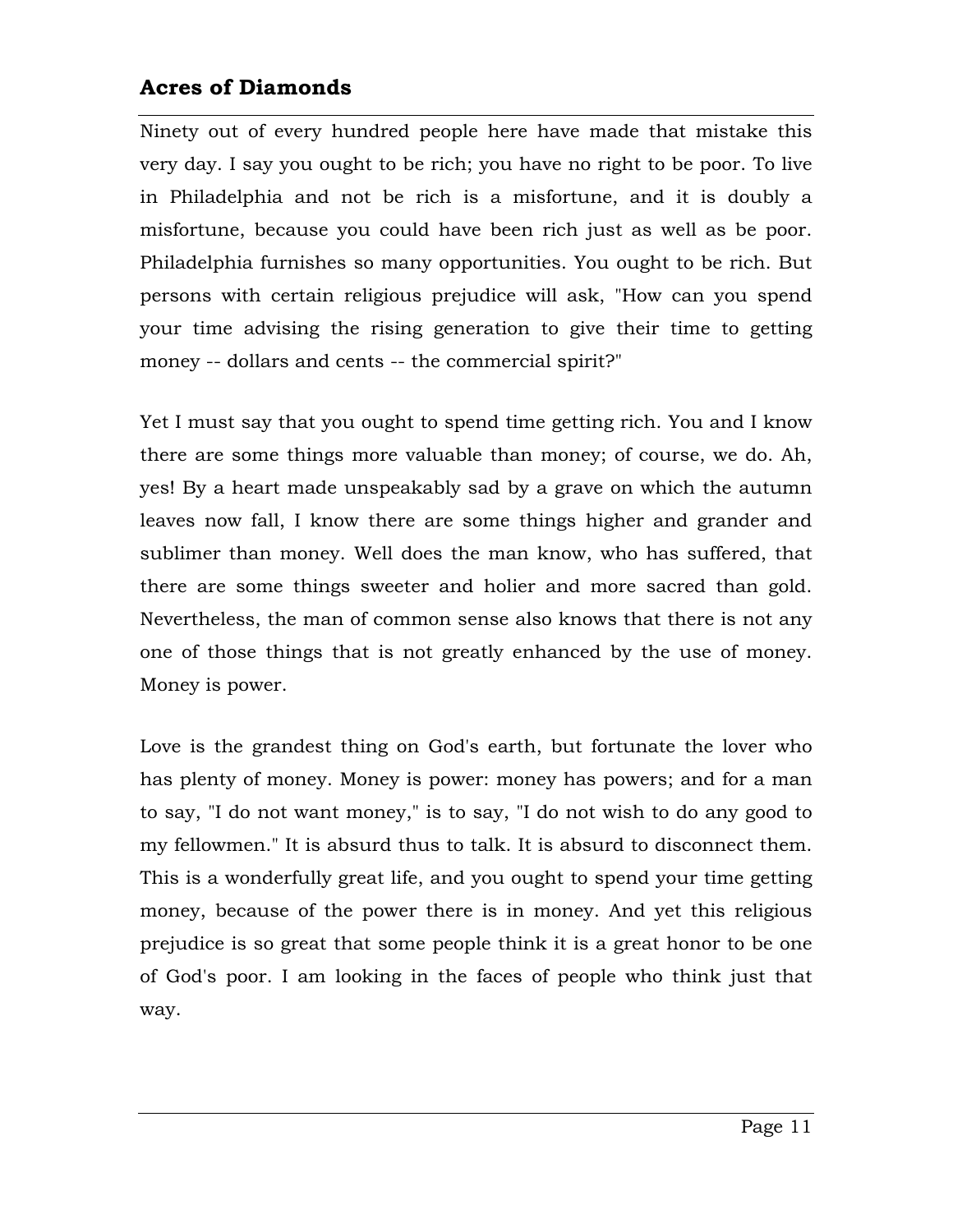Ninety out of every hundred people here have made that mistake this very day. I say you ought to be rich; you have no right to be poor. To live in Philadelphia and not be rich is a misfortune, and it is doubly a misfortune, because you could have been rich just as well as be poor. Philadelphia furnishes so many opportunities. You ought to be rich. But persons with certain religious prejudice will ask, "How can you spend your time advising the rising generation to give their time to getting money -- dollars and cents -- the commercial spirit?"

Yet I must say that you ought to spend time getting rich. You and I know there are some things more valuable than money; of course, we do. Ah, yes! By a heart made unspeakably sad by a grave on which the autumn leaves now fall, I know there are some things higher and grander and sublimer than money. Well does the man know, who has suffered, that there are some things sweeter and holier and more sacred than gold. Nevertheless, the man of common sense also knows that there is not any one of those things that is not greatly enhanced by the use of money. Money is power.

Love is the grandest thing on God's earth, but fortunate the lover who has plenty of money. Money is power: money has powers; and for a man to say, "I do not want money," is to say, "I do not wish to do any good to my fellowmen." It is absurd thus to talk. It is absurd to disconnect them. This is a wonderfully great life, and you ought to spend your time getting money, because of the power there is in money. And yet this religious prejudice is so great that some people think it is a great honor to be one of God's poor. I am looking in the faces of people who think just that way.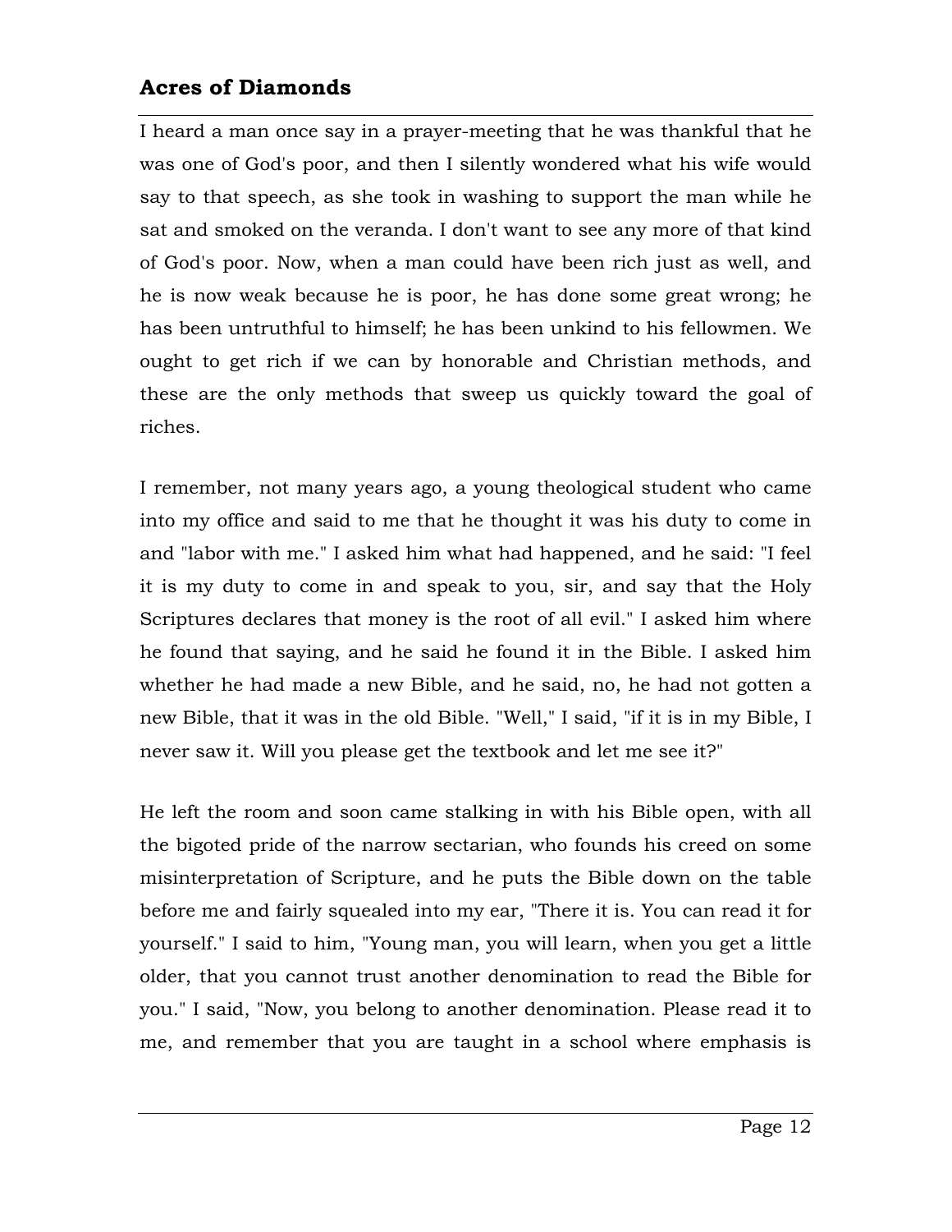I heard a man once say in a prayer-meeting that he was thankful that he was one of God's poor, and then I silently wondered what his wife would say to that speech, as she took in washing to support the man while he sat and smoked on the veranda. I don't want to see any more of that kind of God's poor. Now, when a man could have been rich just as well, and he is now weak because he is poor, he has done some great wrong; he has been untruthful to himself; he has been unkind to his fellowmen. We ought to get rich if we can by honorable and Christian methods, and these are the only methods that sweep us quickly toward the goal of riches.

I remember, not many years ago, a young theological student who came into my office and said to me that he thought it was his duty to come in and "labor with me." I asked him what had happened, and he said: "I feel it is my duty to come in and speak to you, sir, and say that the Holy Scriptures declares that money is the root of all evil." I asked him where he found that saying, and he said he found it in the Bible. I asked him whether he had made a new Bible, and he said, no, he had not gotten a new Bible, that it was in the old Bible. "Well," I said, "if it is in my Bible, I never saw it. Will you please get the textbook and let me see it?"

He left the room and soon came stalking in with his Bible open, with all the bigoted pride of the narrow sectarian, who founds his creed on some misinterpretation of Scripture, and he puts the Bible down on the table before me and fairly squealed into my ear, "There it is. You can read it for yourself." I said to him, "Young man, you will learn, when you get a little older, that you cannot trust another denomination to read the Bible for you." I said, "Now, you belong to another denomination. Please read it to me, and remember that you are taught in a school where emphasis is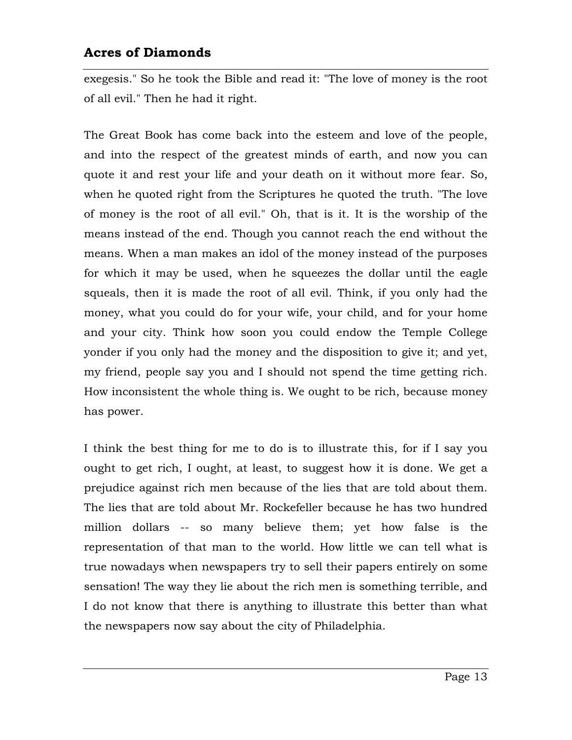exegesis." So he took the Bible and read it: "The love of money is the root of all evil." Then he had it right.

The Great Book has come back into the esteem and love of the people, and into the respect of the greatest minds of earth, and now you can quote it and rest your life and your death on it without more fear. So, when he quoted right from the Scriptures he quoted the truth. "The love of money is the root of all evil." Oh, that is it. It is the worship of the means instead of the end. Though you cannot reach the end without the means. When a man makes an idol of the money instead of the purposes for which it may be used, when he squeezes the dollar until the eagle squeals, then it is made the root of all evil. Think, if you only had the money, what you could do for your wife, your child, and for your home and your city. Think how soon you could endow the Temple College yonder if you only had the money and the disposition to give it; and yet, my friend, people say you and I should not spend the time getting rich. How inconsistent the whole thing is. We ought to be rich, because money has power.

I think the best thing for me to do is to illustrate this, for if I say you ought to get rich, I ought, at least, to suggest how it is done. We get a prejudice against rich men because of the lies that are told about them. The lies that are told about Mr. Rockefeller because he has two hundred million dollars -- so many believe them; yet how false is the representation of that man to the world. How little we can tell what is true nowadays when newspapers try to sell their papers entirely on some sensation! The way they lie about the rich men is something terrible, and I do not know that there is anything to illustrate this better than what the newspapers now say about the city of Philadelphia.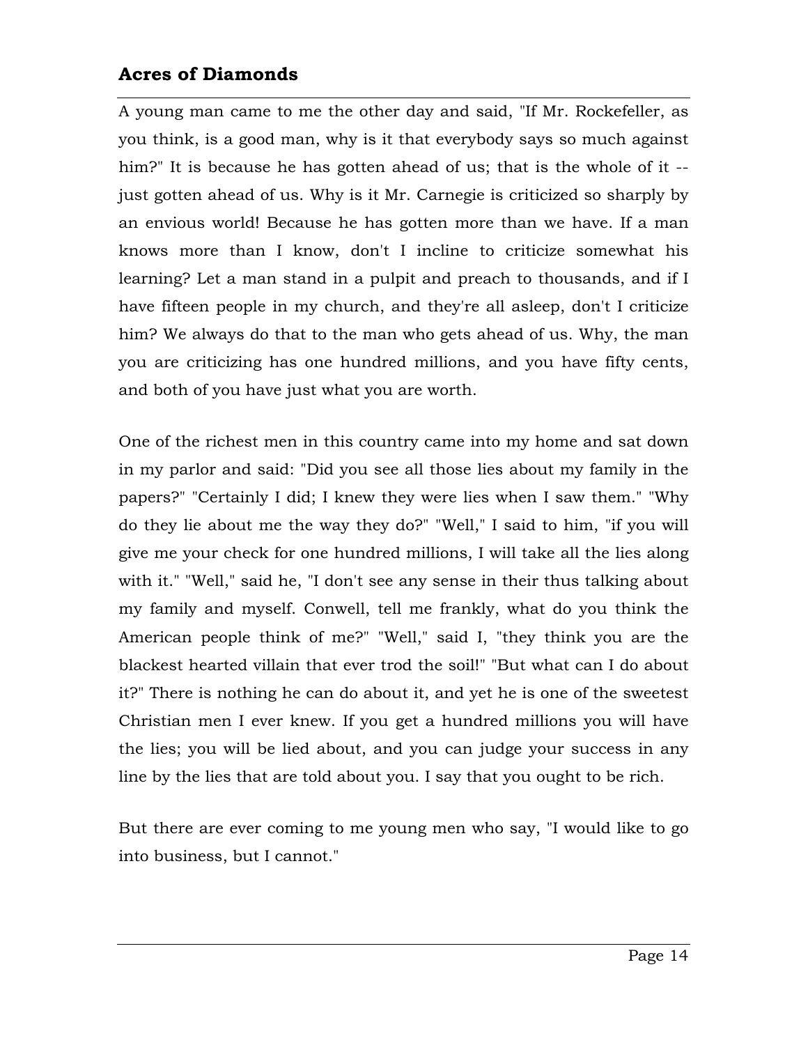A young man came to me the other day and said, "If Mr. Rockefeller, as you think, is a good man, why is it that everybody says so much against him?" It is because he has gotten ahead of us; that is the whole of it -- just gotten ahead of us. Why is it Mr. Carnegie is criticized so sharply by an envious world! Because he has gotten more than we have. If a man knows more than I know, don't I incline to criticize somewhat his learning? Let a man stand in a pulpit and preach to thousands, and if I have fifteen people in my church, and they're all asleep, don't I criticize him? We always do that to the man who gets ahead of us. Why, the man you are criticizing has one hundred millions, and you have fifty cents, and both of you have just what you are worth.

One of the richest men in this country came into my home and sat down in my parlor and said: "Did you see all those lies about my family in the papers?" "Certainly I did; I knew they were lies when I saw them." "Why do they lie about me the way they do?" "Well," I said to him, "if you will give me your check for one hundred millions, I will take all the lies along with it." "Well," said he, "I don't see any sense in their thus talking about my family and myself. Conwell, tell me frankly, what do you think the American people think of me?" "Well," said I, "they think you are the blackest hearted villain that ever trod the soil!" "But what can I do about it?" There is nothing he can do about it, and yet he is one of the sweetest Christian men I ever knew. If you get a hundred millions you will have the lies; you will be lied about, and you can judge your success in any line by the lies that are told about you. I say that you ought to be rich.

But there are ever coming to me young men who say, "I would like to go into business, but I cannot."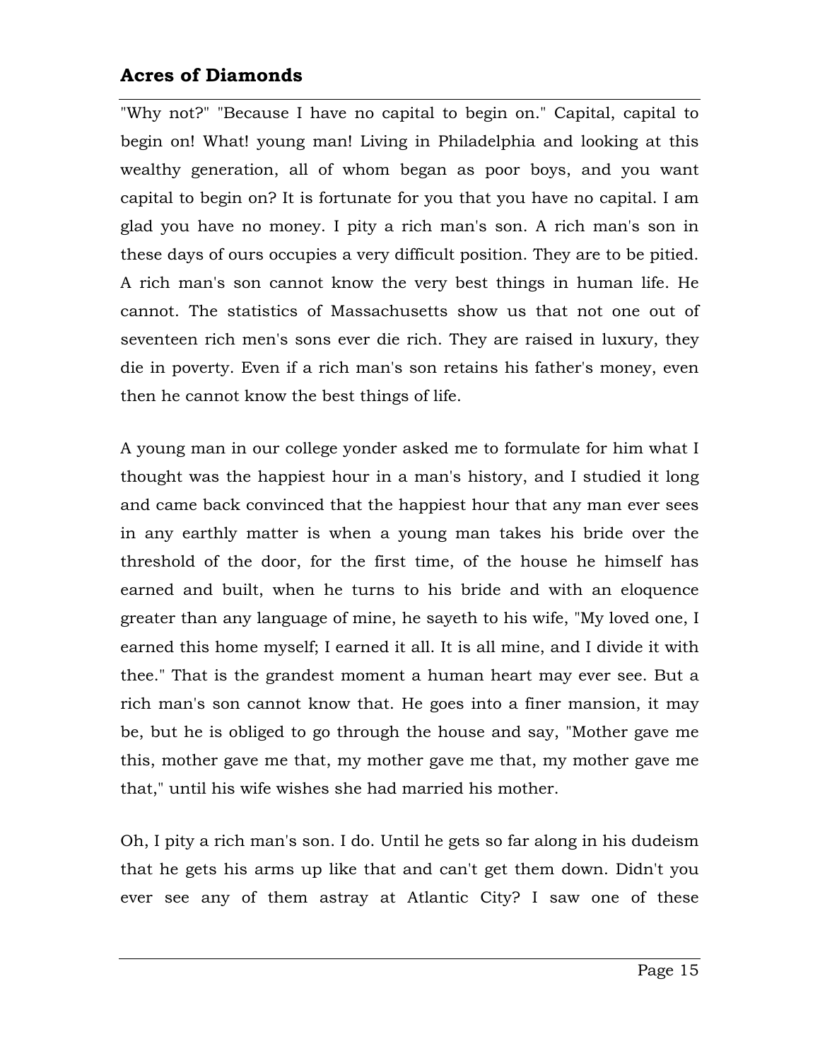"Why not?" "Because I have no capital to begin on." Capital, capital to begin on! What! young man! Living in Philadelphia and looking at this wealthy generation, all of whom began as poor boys, and you want capital to begin on? It is fortunate for you that you have no capital. I am glad you have no money. I pity a rich man's son. A rich man's son in these days of ours occupies a very difficult position. They are to be pitied. A rich man's son cannot know the very best things in human life. He cannot. The statistics of Massachusetts show us that not one out of seventeen rich men's sons ever die rich. They are raised in luxury, they die in poverty. Even if a rich man's son retains his father's money, even then he cannot know the best things of life.

A young man in our college yonder asked me to formulate for him what I thought was the happiest hour in a man's history, and I studied it long and came back convinced that the happiest hour that any man ever sees in any earthly matter is when a young man takes his bride over the threshold of the door, for the first time, of the house he himself has earned and built, when he turns to his bride and with an eloquence greater than any language of mine, he sayeth to his wife, "My loved one, I earned this home myself; I earned it all. It is all mine, and I divide it with thee." That is the grandest moment a human heart may ever see. But a rich man's son cannot know that. He goes into a finer mansion, it may be, but he is obliged to go through the house and say, "Mother gave me this, mother gave me that, my mother gave me that, my mother gave me that," until his wife wishes she had married his mother.

Oh, I pity a rich man's son. I do. Until he gets so far along in his dudeism that he gets his arms up like that and can't get them down. Didn't you ever see any of them astray at Atlantic City? I saw one of these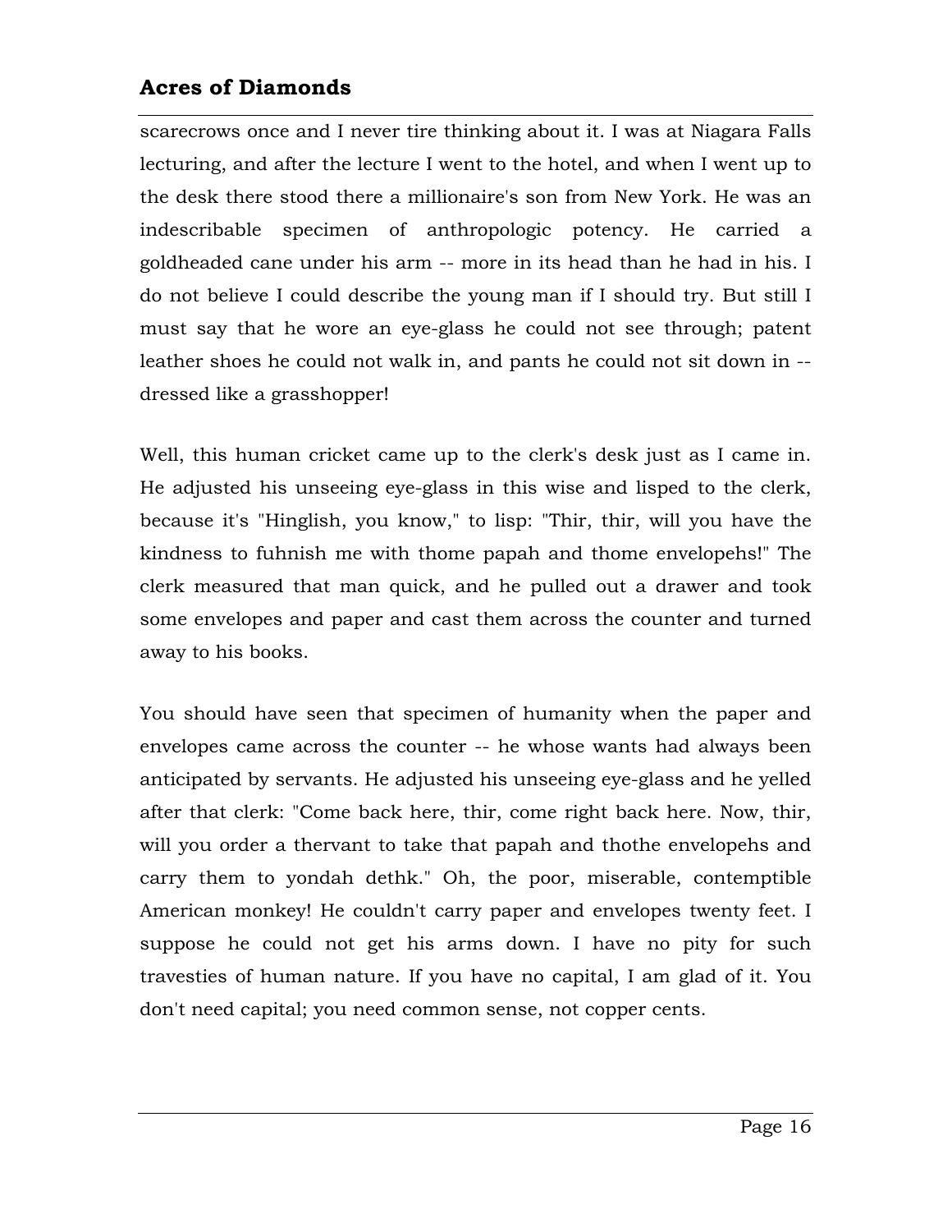scarecrows once and I never tire thinking about it. I was at Niagara Falls lecturing, and after the lecture I went to the hotel, and when I went up to the desk there stood there a millionaire's son from New York. He was an indescribable specimen of anthropologic potency. He carried a goldheaded cane under his arm -- more in its head than he had in his. I do not believe I could describe the young man if I should try. But still I must say that he wore an eye-glass he could not see through; patent leather shoes he could not walk in, and pants he could not sit down in -- dressed like a grasshopper!

Well, this human cricket came up to the clerk's desk just as I came in. He adjusted his unseeing eye-glass in this wise and lisped to the clerk, because it's "Hinglish, you know," to lisp: "Thir, thir, will you have the kindness to fuhnish me with thome papah and thome envelopehs!" The clerk measured that man quick, and he pulled out a drawer and took some envelopes and paper and cast them across the counter and turned away to his books.

You should have seen that specimen of humanity when the paper and envelopes came across the counter -- he whose wants had always been anticipated by servants. He adjusted his unseeing eye-glass and he yelled after that clerk: "Come back here, thir, come right back here. Now, thir, will you order a thervant to take that papah and thothe envelopehs and carry them to yondah dethk." Oh, the poor, miserable, contemptible American monkey! He couldn't carry paper and envelopes twenty feet. I suppose he could not get his arms down. I have no pity for such travesties of human nature. If you have no capital, I am glad of it. You don't need capital; you need common sense, not copper cents.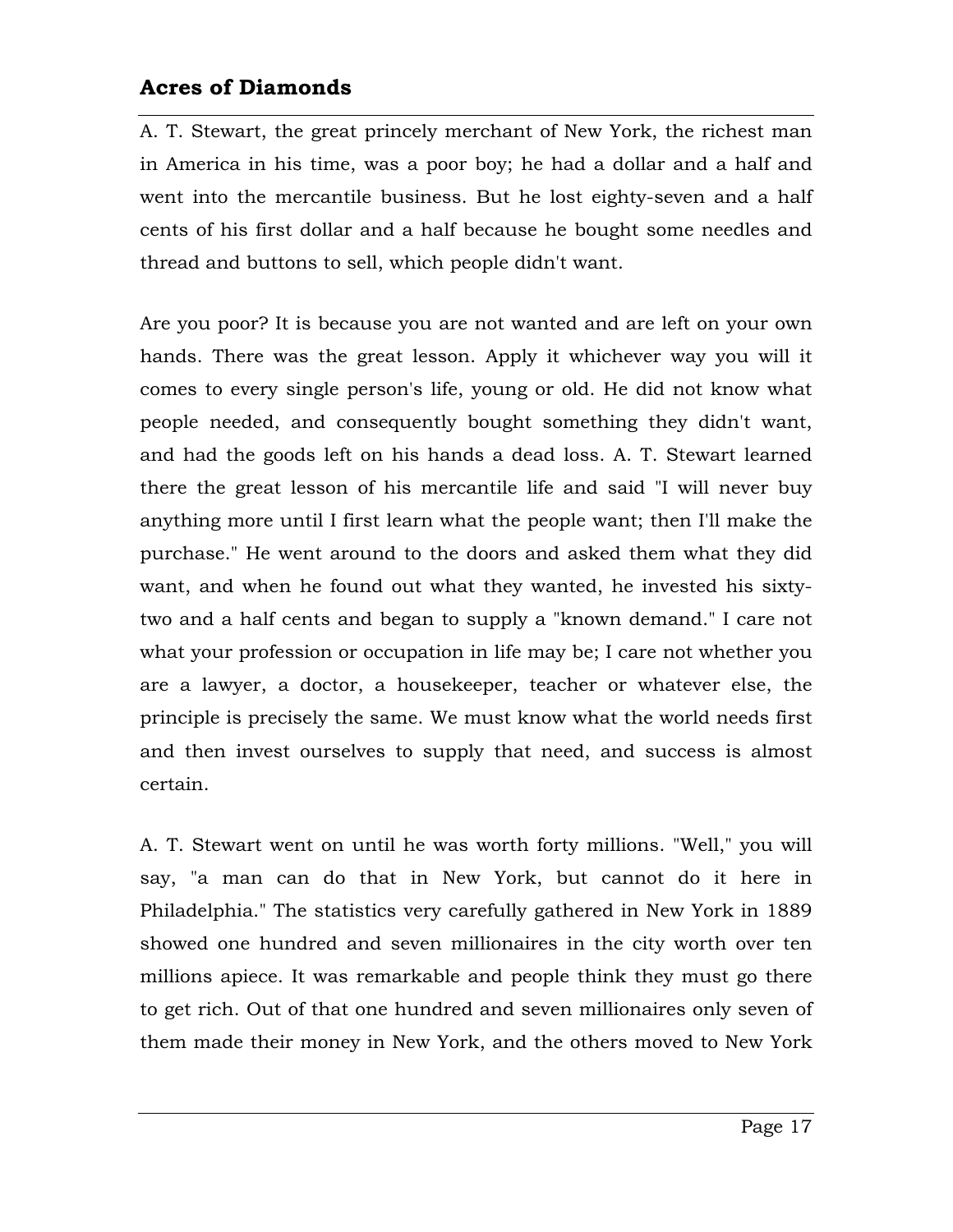A. T. Stewart, the great princely merchant of New York, the richest man in America in his time, was a poor boy; he had a dollar and a half and went into the mercantile business. But he lost eighty-seven and a half cents of his first dollar and a half because he bought some needles and thread and buttons to sell, which people didn't want.

Are you poor? It is because you are not wanted and are left on your own hands. There was the great lesson. Apply it whichever way you will it comes to every single person's life, young or old. He did not know what people needed, and consequently bought something they didn't want, and had the goods left on his hands a dead loss. A. T. Stewart learned there the great lesson of his mercantile life and said "I will never buy anything more until I first learn what the people want; then I'll make the purchase." He went around to the doors and asked them what they did want, and when he found out what they wanted, he invested his sixty-two and a half cents and began to supply a "known demand." I care not what your profession or occupation in life may be; I care not whether you are a lawyer, a doctor, a housekeeper, teacher or whatever else, the principle is precisely the same. We must know what the world needs first and then invest ourselves to supply that need, and success is almost certain.

A. T. Stewart went on until he was worth forty millions. "Well," you will say, "a man can do that in New York, but cannot do it here in Philadelphia." The statistics very carefully gathered in New York in 1889 showed one hundred and seven millionaires in the city worth over ten millions apiece. It was remarkable and people think they must go there to get rich. Out of that one hundred and seven millionaires only seven of them made their money in New York, and the others moved to New York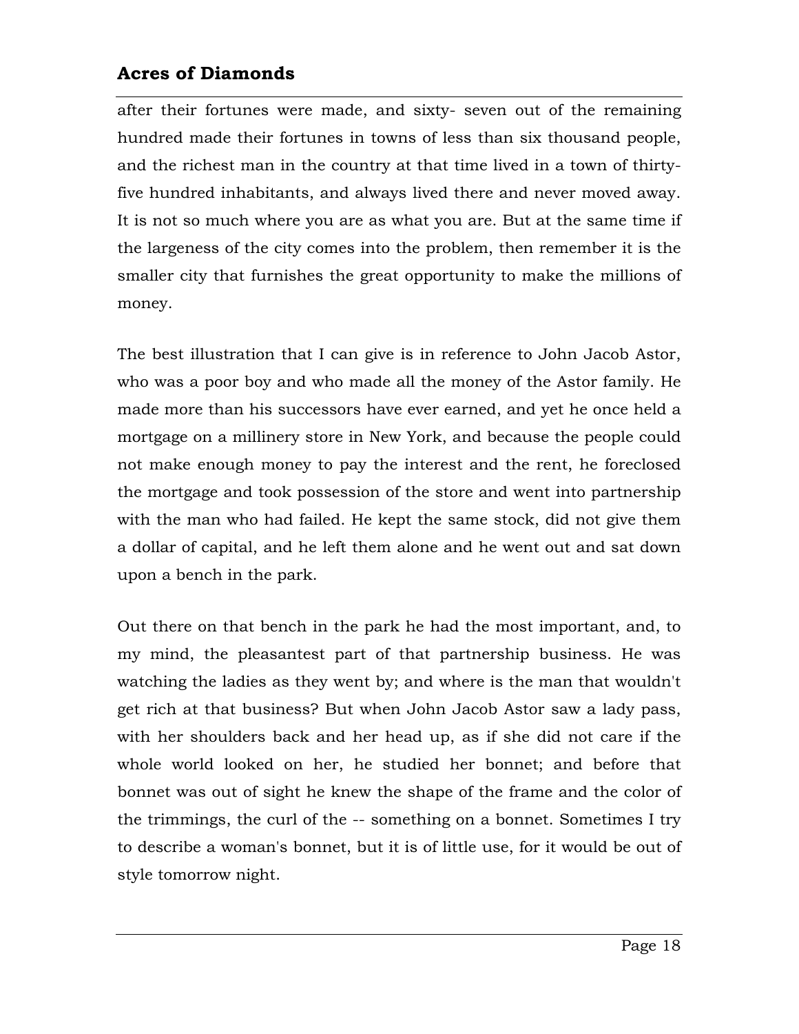after their fortunes were made, and sixty- seven out of the remaining hundred made their fortunes in towns of less than six thousand people, and the richest man in the country at that time lived in a town of thirty-five hundred inhabitants, and always lived there and never moved away. It is not so much where you are as what you are. But at the same time if the largeness of the city comes into the problem, then remember it is the smaller city that furnishes the great opportunity to make the millions of money.

The best illustration that I can give is in reference to John Jacob Astor, who was a poor boy and who made all the money of the Astor family. He made more than his successors have ever earned, and yet he once held a mortgage on a millinery store in New York, and because the people could not make enough money to pay the interest and the rent, he foreclosed the mortgage and took possession of the store and went into partnership with the man who had failed. He kept the same stock, did not give them a dollar of capital, and he left them alone and he went out and sat down upon a bench in the park.

Out there on that bench in the park he had the most important, and, to my mind, the pleasantest part of that partnership business. He was watching the ladies as they went by; and where is the man that wouldn't get rich at that business? But when John Jacob Astor saw a lady pass, with her shoulders back and her head up, as if she did not care if the whole world looked on her, he studied her bonnet; and before that bonnet was out of sight he knew the shape of the frame and the color of the trimmings, the curl of the -- something on a bonnet. Sometimes I try to describe a woman's bonnet, but it is of little use, for it would be out of style tomorrow night.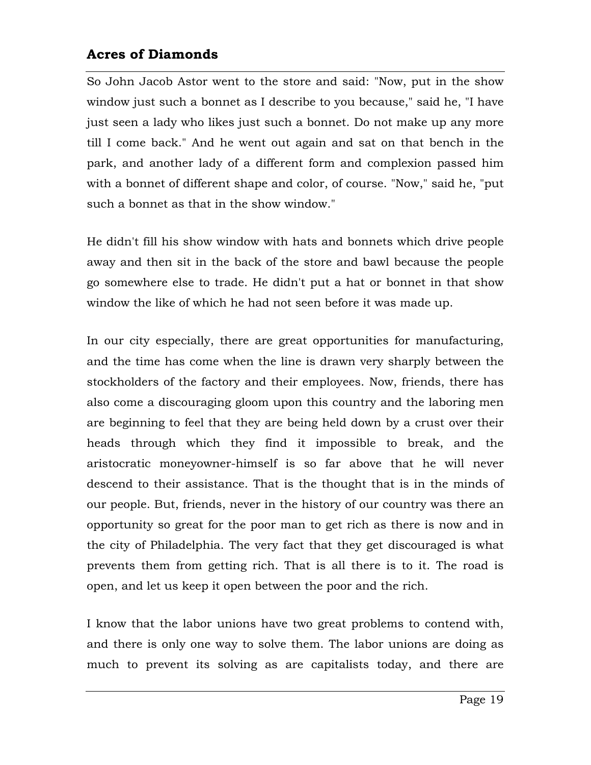So John Jacob Astor went to the store and said: "Now, put in the show window just such a bonnet as I describe to you because," said he, "I have just seen a lady who likes just such a bonnet. Do not make up any more till I come back." And he went out again and sat on that bench in the park, and another lady of a different form and complexion passed him with a bonnet of different shape and color, of course. "Now," said he, "put such a bonnet as that in the show window."

He didn't fill his show window with hats and bonnets which drive people away and then sit in the back of the store and bawl because the people go somewhere else to trade. He didn't put a hat or bonnet in that show window the like of which he had not seen before it was made up.

In our city especially, there are great opportunities for manufacturing, and the time has come when the line is drawn very sharply between the stockholders of the factory and their employees. Now, friends, there has also come a discouraging gloom upon this country and the laboring men are beginning to feel that they are being held down by a crust over their heads through which they find it impossible to break, and the aristocratic moneyowner-himself is so far above that he will never descend to their assistance. That is the thought that is in the minds of our people. But, friends, never in the history of our country was there an opportunity so great for the poor man to get rich as there is now and in the city of Philadelphia. The very fact that they get discouraged is what prevents them from getting rich. That is all there is to it. The road is open, and let us keep it open between the poor and the rich.

I know that the labor unions have two great problems to contend with, and there is only one way to solve them. The labor unions are doing as much to prevent its solving as are capitalists today, and there are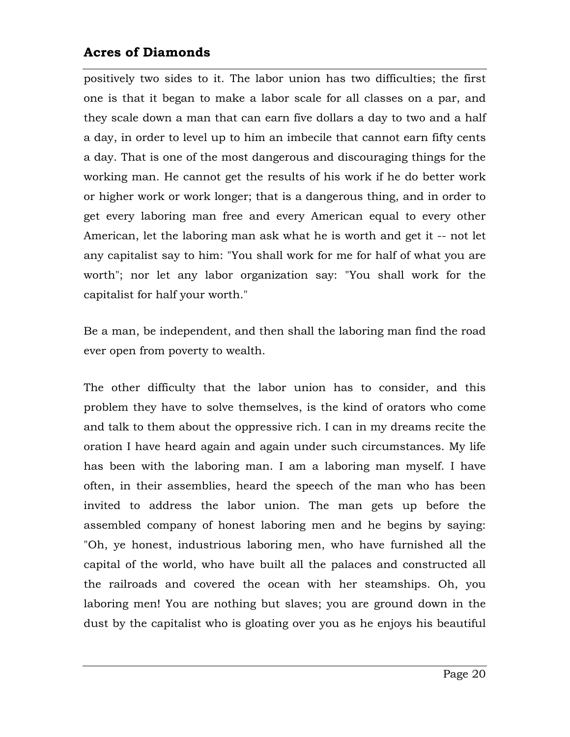positively two sides to it. The labor union has two difficulties; the first one is that it began to make a labor scale for all classes on a par, and they scale down a man that can earn five dollars a day to two and a half a day, in order to level up to him an imbecile that cannot earn fifty cents a day. That is one of the most dangerous and discouraging things for the working man. He cannot get the results of his work if he do better work or higher work or work longer; that is a dangerous thing, and in order to get every laboring man free and every American equal to every other American, let the laboring man ask what he is worth and get it -- not let any capitalist say to him: "You shall work for me for half of what you are worth"; nor let any labor organization say: "You shall work for the capitalist for half your worth."

Be a man, be independent, and then shall the laboring man find the road ever open from poverty to wealth.

The other difficulty that the labor union has to consider, and this problem they have to solve themselves, is the kind of orators who come and talk to them about the oppressive rich. I can in my dreams recite the oration I have heard again and again under such circumstances. My life has been with the laboring man. I am a laboring man myself. I have often, in their assemblies, heard the speech of the man who has been invited to address the labor union. The man gets up before the assembled company of honest laboring men and he begins by saying: "Oh, ye honest, industrious laboring men, who have furnished all the capital of the world, who have built all the palaces and constructed all the railroads and covered the ocean with her steamships. Oh, you laboring men! You are nothing but slaves; you are ground down in the dust by the capitalist who is gloating over you as he enjoys his beautiful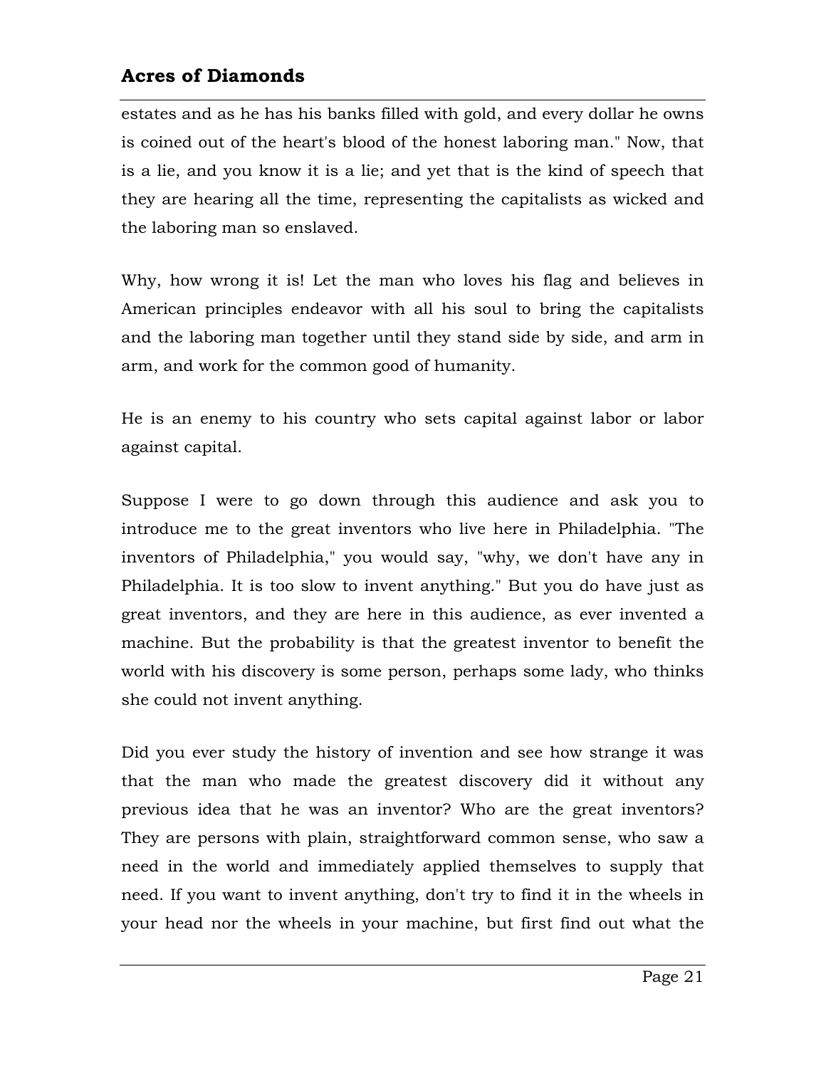estates and as he has his banks filled with gold, and every dollar he owns is coined out of the heart's blood of the honest laboring man." Now, that is a lie, and you know it is a lie; and yet that is the kind of speech that they are hearing all the time, representing the capitalists as wicked and the laboring man so enslaved.

Why, how wrong it is! Let the man who loves his flag and believes in American principles endeavor with all his soul to bring the capitalists and the laboring man together until they stand side by side, and arm in arm, and work for the common good of humanity.

He is an enemy to his country who sets capital against labor or labor against capital.

Suppose I were to go down through this audience and ask you to introduce me to the great inventors who live here in Philadelphia. "The inventors of Philadelphia," you would say, "why, we don't have any in Philadelphia. It is too slow to invent anything." But you do have just as great inventors, and they are here in this audience, as ever invented a machine. But the probability is that the greatest inventor to benefit the world with his discovery is some person, perhaps some lady, who thinks she could not invent anything.

Did you ever study the history of invention and see how strange it was that the man who made the greatest discovery did it without any previous idea that he was an inventor? Who are the great inventors? They are persons with plain, straightforward common sense, who saw a need in the world and immediately applied themselves to supply that need. If you want to invent anything, don't try to find it in the wheels in your head nor the wheels in your machine, but first find out what the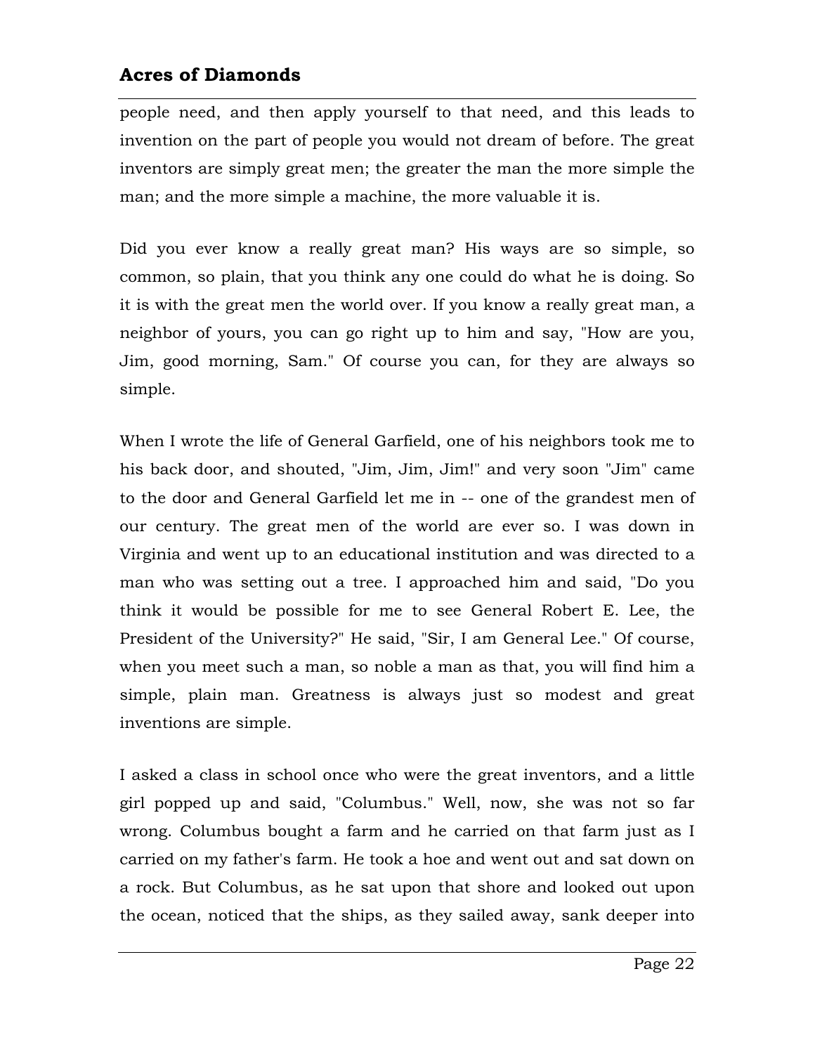people need, and then apply yourself to that need, and this leads to invention on the part of people you would not dream of before. The great inventors are simply great men; the greater the man the more simple the man; and the more simple a machine, the more valuable it is.

Did you ever know a really great man? His ways are so simple, so common, so plain, that you think any one could do what he is doing. So it is with the great men the world over. If you know a really great man, a neighbor of yours, you can go right up to him and say, "How are you, Jim, good morning, Sam." Of course you can, for they are always so simple.

When I wrote the life of General Garfield, one of his neighbors took me to his back door, and shouted, "Jim, Jim, Jim!" and very soon "Jim" came to the door and General Garfield let me in -- one of the grandest men of our century. The great men of the world are ever so. I was down in Virginia and went up to an educational institution and was directed to a man who was setting out a tree. I approached him and said, "Do you think it would be possible for me to see General Robert E. Lee, the President of the University?" He said, "Sir, I am General Lee." Of course, when you meet such a man, so noble a man as that, you will find him a simple, plain man. Greatness is always just so modest and great inventions are simple.

I asked a class in school once who were the great inventors, and a little girl popped up and said, "Columbus." Well, now, she was not so far wrong. Columbus bought a farm and he carried on that farm just as I carried on my father's farm. He took a hoe and went out and sat down on a rock. But Columbus, as he sat upon that shore and looked out upon the ocean, noticed that the ships, as they sailed away, sank deeper into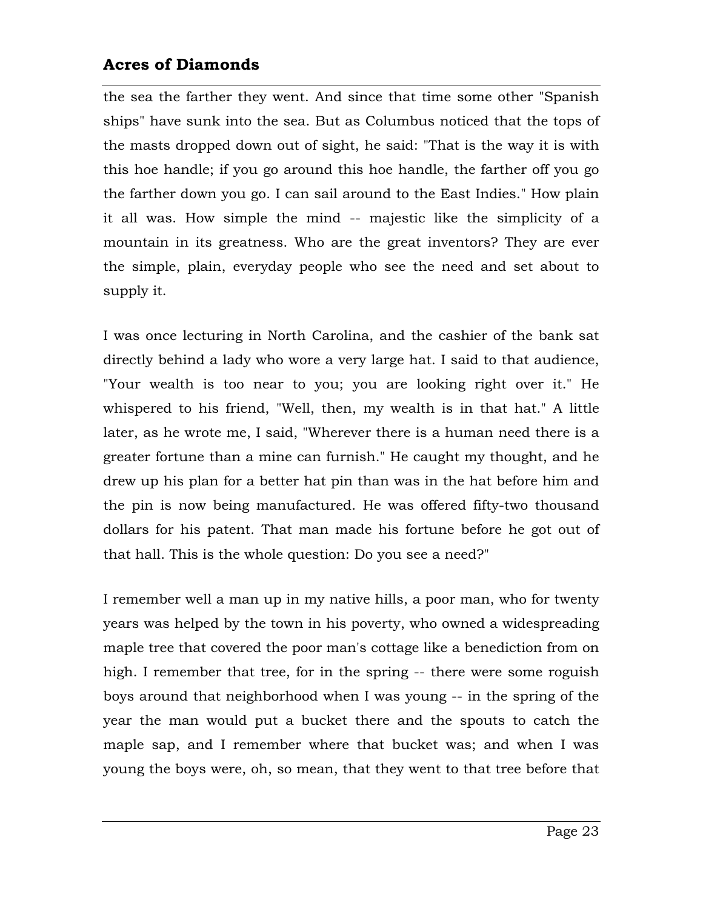the sea the farther they went. And since that time some other "Spanish ships" have sunk into the sea. But as Columbus noticed that the tops of the masts dropped down out of sight, he said: "That is the way it is with this hoe handle; if you go around this hoe handle, the farther off you go the farther down you go. I can sail around to the East Indies." How plain it all was. How simple the mind -- majestic like the simplicity of a mountain in its greatness. Who are the great inventors? They are ever the simple, plain, everyday people who see the need and set about to supply it.

I was once lecturing in North Carolina, and the cashier of the bank sat directly behind a lady who wore a very large hat. I said to that audience, "Your wealth is too near to you; you are looking right over it." He whispered to his friend, "Well, then, my wealth is in that hat." A little later, as he wrote me, I said, "Wherever there is a human need there is a greater fortune than a mine can furnish." He caught my thought, and he drew up his plan for a better hat pin than was in the hat before him and the pin is now being manufactured. He was offered fifty-two thousand dollars for his patent. That man made his fortune before he got out of that hall. This is the whole question: Do you see a need?"

I remember well a man up in my native hills, a poor man, who for twenty years was helped by the town in his poverty, who owned a widespreading maple tree that covered the poor man's cottage like a benediction from on high. I remember that tree, for in the spring -- there were some roguish boys around that neighborhood when I was young -- in the spring of the year the man would put a bucket there and the spouts to catch the maple sap, and I remember where that bucket was; and when I was young the boys were, oh, so mean, that they went to that tree before that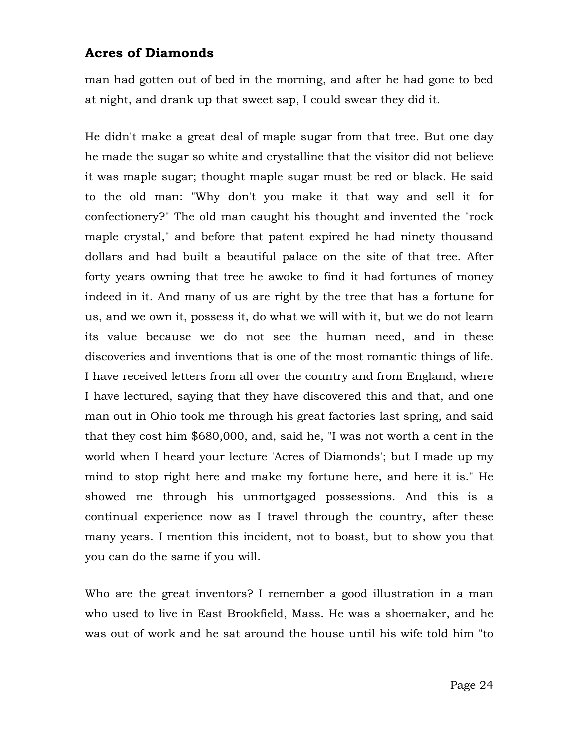man had gotten out of bed in the morning, and after he had gone to bed at night, and drank up that sweet sap, I could swear they did it.

He didn't make a great deal of maple sugar from that tree. But one day he made the sugar so white and crystalline that the visitor did not believe it was maple sugar; thought maple sugar must be red or black. He said to the old man: "Why don't you make it that way and sell it for confectionery?" The old man caught his thought and invented the "rock maple crystal," and before that patent expired he had ninety thousand dollars and had built a beautiful palace on the site of that tree. After forty years owning that tree he awoke to find it had fortunes of money indeed in it. And many of us are right by the tree that has a fortune for us, and we own it, possess it, do what we will with it, but we do not learn its value because we do not see the human need, and in these discoveries and inventions that is one of the most romantic things of life. I have received letters from all over the country and from England, where I have lectured, saying that they have discovered this and that, and one man out in Ohio took me through his great factories last spring, and said that they cost him $680,000, and, said he, "I was not worth a cent in the world when I heard your lecture 'Acres of Diamonds'; but I made up my mind to stop right here and make my fortune here, and here it is." He showed me through his unmortgaged possessions. And this is a continual experience now as I travel through the country, after these many years. I mention this incident, not to boast, but to show you that you can do the same if you will.

Who are the great inventors? I remember a good illustration in a man who used to live in East Brookfield, Mass. He was a shoemaker, and he was out of work and he sat around the house until his wife told him "to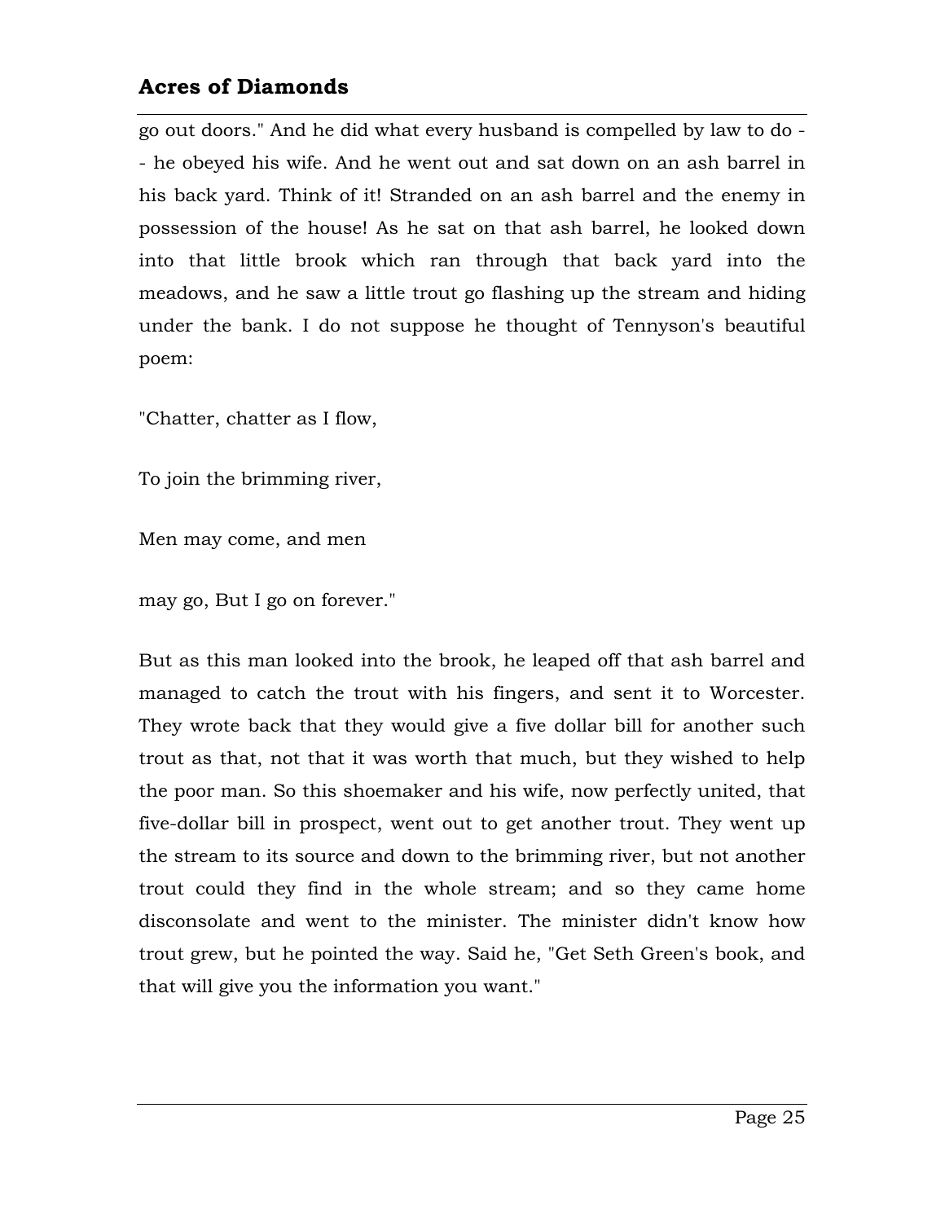go out doors." And he did what every husband is compelled by law to do -- he obeyed his wife. And he went out and sat down on an ash barrel in his back yard. Think of it! Stranded on an ash barrel and the enemy in possession of the house! As he sat on that ash barrel, he looked down into that little brook which ran through that back yard into the meadows, and he saw a little trout go flashing up the stream and hiding under the bank. I do not suppose he thought of Tennyson's beautiful poem:

"Chatter, chatter as I flow,

To join the brimming river,

Men may come, and men

may go, But I go on forever."

But as this man looked into the brook, he leaped off that ash barrel and managed to catch the trout with his fingers, and sent it to Worcester. They wrote back that they would give a five dollar bill for another such trout as that, not that it was worth that much, but they wished to help the poor man. So this shoemaker and his wife, now perfectly united, that five-dollar bill in prospect, went out to get another trout. They went up the stream to its source and down to the brimming river, but not another trout could they find in the whole stream; and so they came home disconsolate and went to the minister. The minister didn't know how trout grew, but he pointed the way. Said he, "Get Seth Green's book, and that will give you the information you want."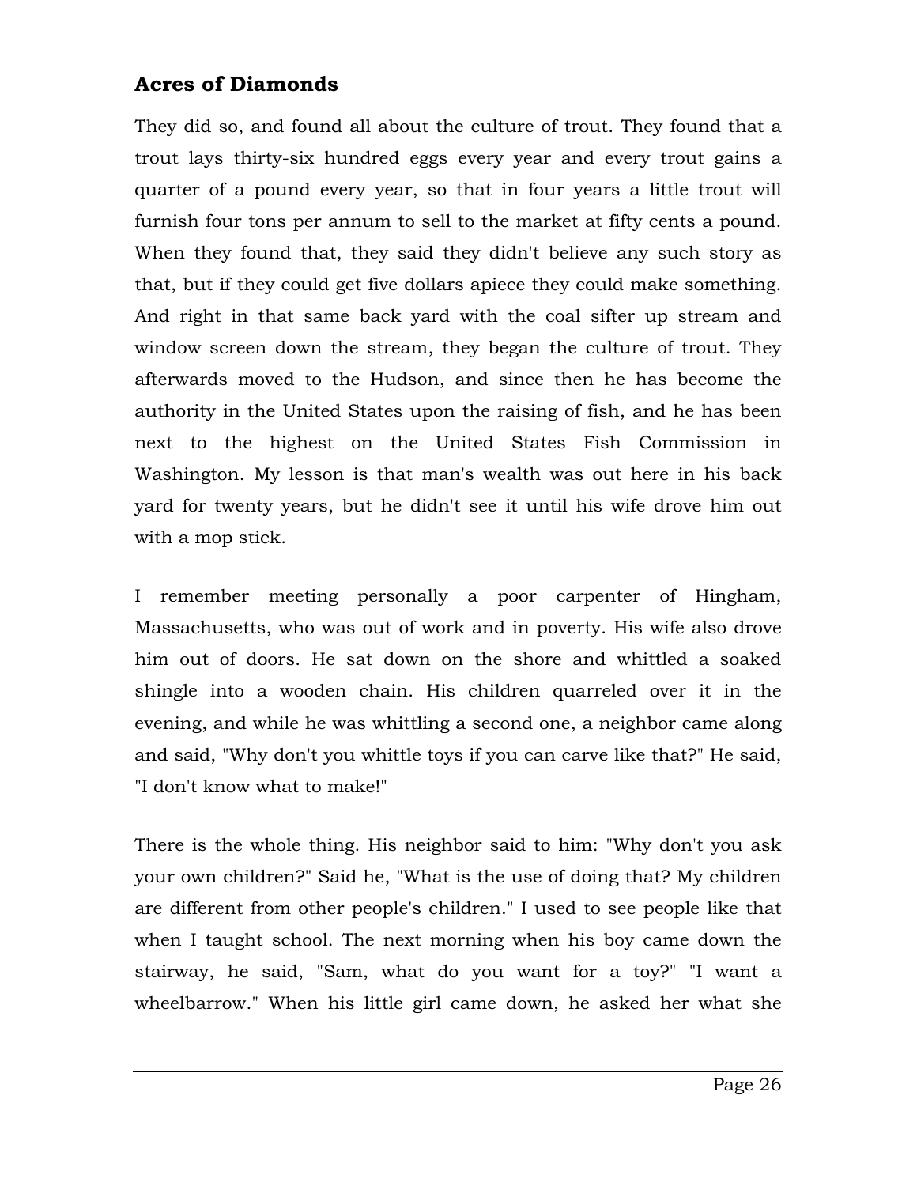They did so, and found all about the culture of trout. They found that a trout lays thirty-six hundred eggs every year and every trout gains a quarter of a pound every year, so that in four years a little trout will furnish four tons per annum to sell to the market at fifty cents a pound. When they found that, they said they didn't believe any such story as that, but if they could get five dollars apiece they could make something. And right in that same back yard with the coal sifter up stream and window screen down the stream, they began the culture of trout. They afterwards moved to the Hudson, and since then he has become the authority in the United States upon the raising of fish, and he has been next to the highest on the United States Fish Commission in Washington. My lesson is that man's wealth was out here in his back yard for twenty years, but he didn't see it until his wife drove him out with a mop stick.

I remember meeting personally a poor carpenter of Hingham, Massachusetts, who was out of work and in poverty. His wife also drove him out of doors. He sat down on the shore and whittled a soaked shingle into a wooden chain. His children quarreled over it in the evening, and while he was whittling a second one, a neighbor came along and said, "Why don't you whittle toys if you can carve like that?" He said, "I don't know what to make!"

There is the whole thing. His neighbor said to him: "Why don't you ask your own children?" Said he, "What is the use of doing that? My children are different from other people's children." I used to see people like that when I taught school. The next morning when his boy came down the stairway, he said, "Sam, what do you want for a toy?" "I want a wheelbarrow." When his little girl came down, he asked her what she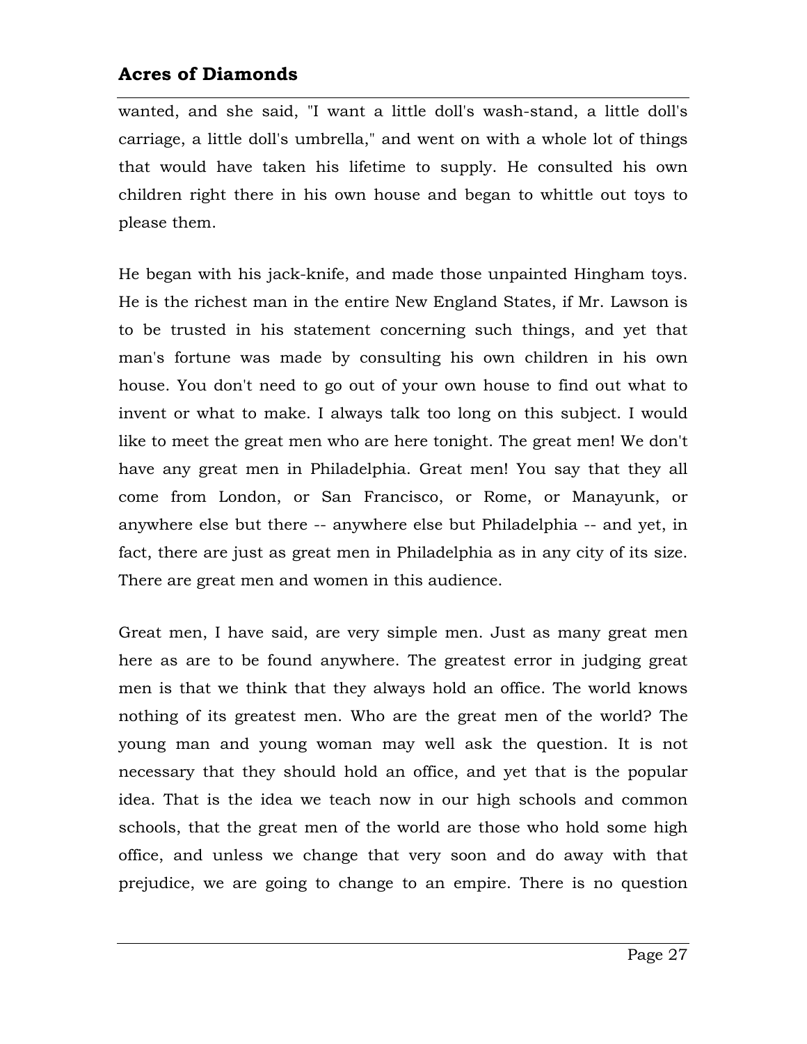wanted, and she said, "I want a little doll's wash-stand, a little doll's carriage, a little doll's umbrella," and went on with a whole lot of things that would have taken his lifetime to supply. He consulted his own children right there in his own house and began to whittle out toys to please them.

He began with his jack-knife, and made those unpainted Hingham toys. He is the richest man in the entire New England States, if Mr. Lawson is to be trusted in his statement concerning such things, and yet that man's fortune was made by consulting his own children in his own house. You don't need to go out of your own house to find out what to invent or what to make. I always talk too long on this subject. I would like to meet the great men who are here tonight. The great men! We don't have any great men in Philadelphia. Great men! You say that they all come from London, or San Francisco, or Rome, or Manayunk, or anywhere else but there -- anywhere else but Philadelphia -- and yet, in fact, there are just as great men in Philadelphia as in any city of its size. There are great men and women in this audience.

Great men, I have said, are very simple men. Just as many great men here as are to be found anywhere. The greatest error in judging great men is that we think that they always hold an office. The world knows nothing of its greatest men. Who are the great men of the world? The young man and young woman may well ask the question. It is not necessary that they should hold an office, and yet that is the popular idea. That is the idea we teach now in our high schools and common schools, that the great men of the world are those who hold some high office, and unless we change that very soon and do away with that prejudice, we are going to change to an empire. There is no question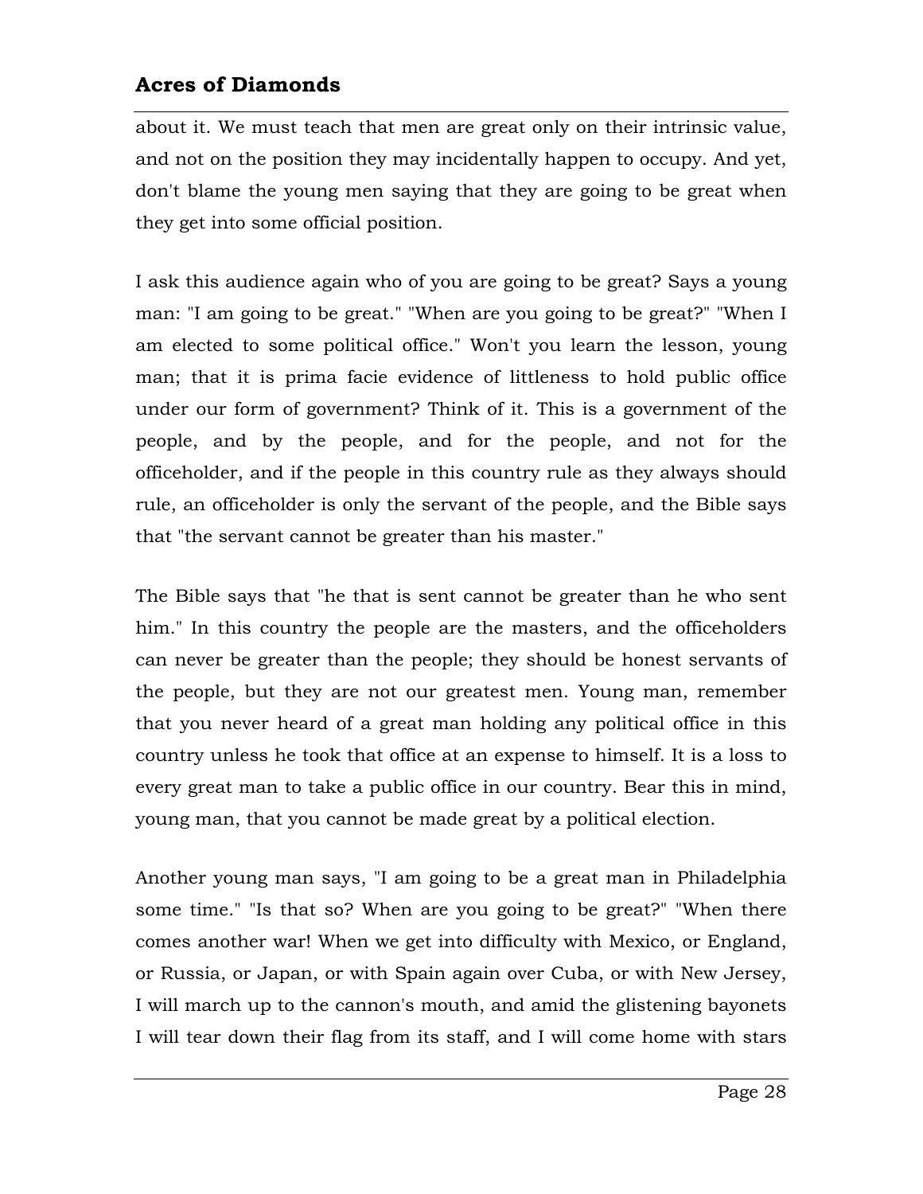about it. We must teach that men are great only on their intrinsic value, and not on the position they may incidentally happen to occupy. And yet, don't blame the young men saying that they are going to be great when they get into some official position.

I ask this audience again who of you are going to be great? Says a young man: "I am going to be great." "When are you going to be great?" "When I am elected to some political office." Won't you learn the lesson, young man; that it is prima facie evidence of littleness to hold public office under our form of government? Think of it. This is a government of the people, and by the people, and for the people, and not for the officeholder, and if the people in this country rule as they always should rule, an officeholder is only the servant of the people, and the Bible says that "the servant cannot be greater than his master."

The Bible says that "he that is sent cannot be greater than he who sent him." In this country the people are the masters, and the officeholders can never be greater than the people; they should be honest servants of the people, but they are not our greatest men. Young man, remember that you never heard of a great man holding any political office in this country unless he took that office at an expense to himself. It is a loss to every great man to take a public office in our country. Bear this in mind, young man, that you cannot be made great by a political election.

Another young man says, "I am going to be a great man in Philadelphia some time." "Is that so? When are you going to be great?" "When there comes another war! When we get into difficulty with Mexico, or England, or Russia, or Japan, or with Spain again over Cuba, or with New Jersey, I will march up to the cannon's mouth, and amid the glistening bayonets I will tear down their flag from its staff, and I will come home with stars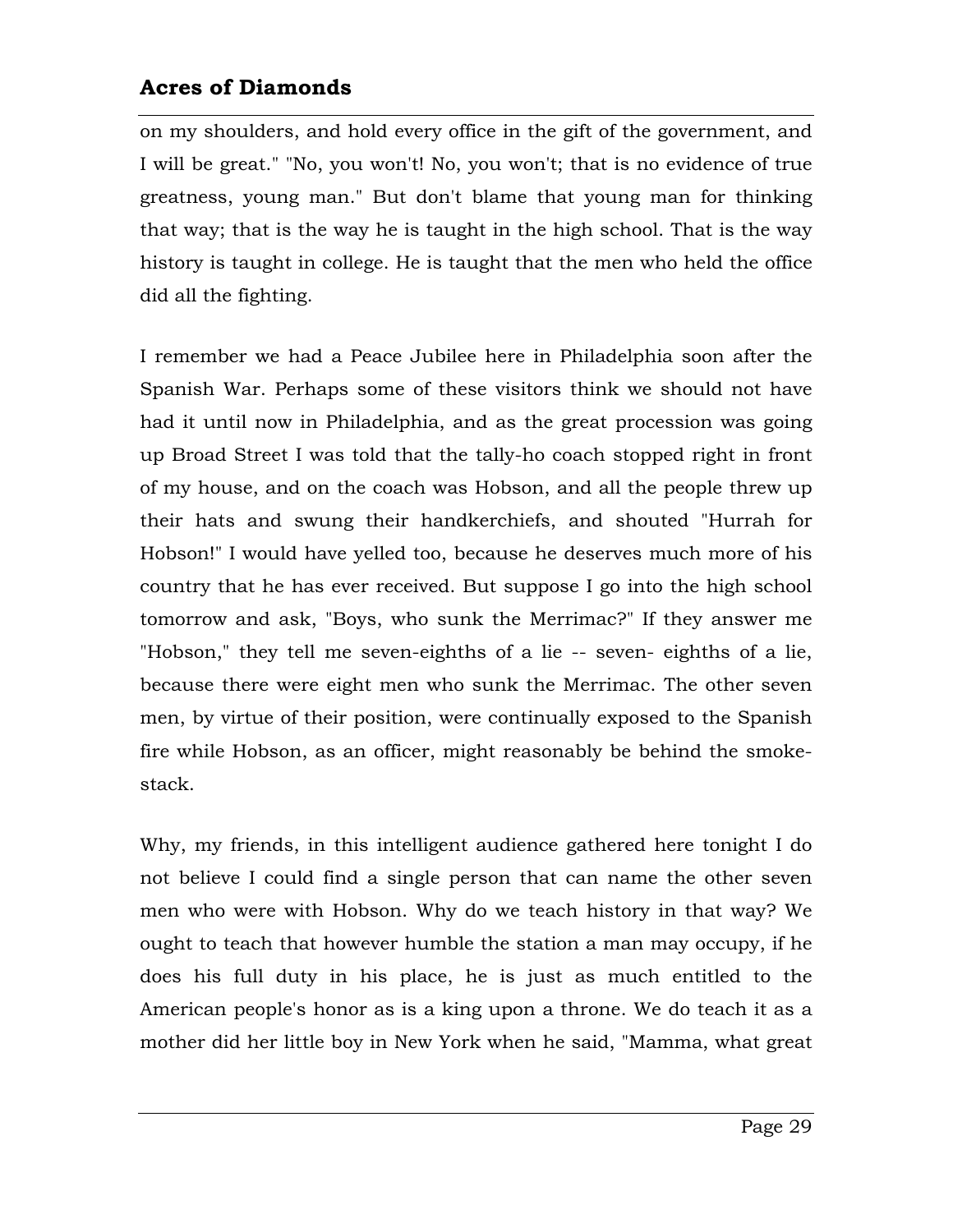on my shoulders, and hold every office in the gift of the government, and I will be great." "No, you won't! No, you won't; that is no evidence of true greatness, young man." But don't blame that young man for thinking that way; that is the way he is taught in the high school. That is the way history is taught in college. He is taught that the men who held the office did all the fighting.

I remember we had a Peace Jubilee here in Philadelphia soon after the Spanish War. Perhaps some of these visitors think we should not have had it until now in Philadelphia, and as the great procession was going up Broad Street I was told that the tally-ho coach stopped right in front of my house, and on the coach was Hobson, and all the people threw up their hats and swung their handkerchiefs, and shouted "Hurrah for Hobson!" I would have yelled too, because he deserves much more of his country that he has ever received. But suppose I go into the high school tomorrow and ask, "Boys, who sunk the Merrimac?" If they answer me "Hobson," they tell me seven-eighths of a lie -- seven- eighths of a lie, because there were eight men who sunk the Merrimac. The other seven men, by virtue of their position, were continually exposed to the Spanish fire while Hobson, as an officer, might reasonably be behind the smoke-stack.

Why, my friends, in this intelligent audience gathered here tonight I do not believe I could find a single person that can name the other seven men who were with Hobson. Why do we teach history in that way? We ought to teach that however humble the station a man may occupy, if he does his full duty in his place, he is just as much entitled to the American people's honor as is a king upon a throne. We do teach it as a mother did her little boy in New York when he said, "Mamma, what great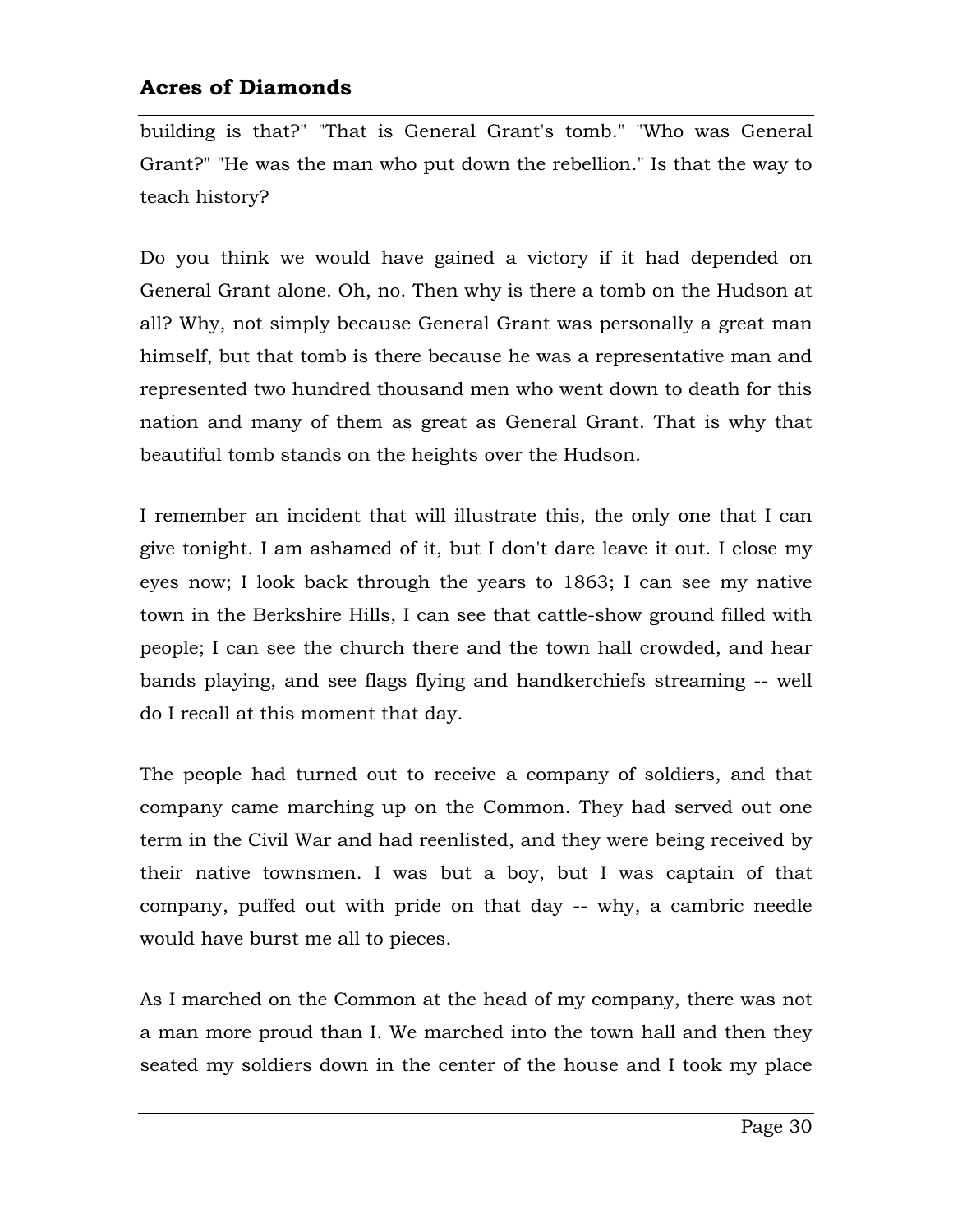building is that?" "That is General Grant's tomb." "Who was General Grant?" "He was the man who put down the rebellion." Is that the way to teach history?

Do you think we would have gained a victory if it had depended on General Grant alone. Oh, no. Then why is there a tomb on the Hudson at all? Why, not simply because General Grant was personally a great man himself, but that tomb is there because he was a representative man and represented two hundred thousand men who went down to death for this nation and many of them as great as General Grant. That is why that beautiful tomb stands on the heights over the Hudson.

I remember an incident that will illustrate this, the only one that I can give tonight. I am ashamed of it, but I don't dare leave it out. I close my eyes now; I look back through the years to 1863; I can see my native town in the Berkshire Hills, I can see that cattle-show ground filled with people; I can see the church there and the town hall crowded, and hear bands playing, and see flags flying and handkerchiefs streaming -- well do I recall at this moment that day.

The people had turned out to receive a company of soldiers, and that company came marching up on the Common. They had served out one term in the Civil War and had reenlisted, and they were being received by their native townsmen. I was but a boy, but I was captain of that company, puffed out with pride on that day -- why, a cambric needle would have burst me all to pieces.

As I marched on the Common at the head of my company, there was not a man more proud than I. We marched into the town hall and then they seated my soldiers down in the center of the house and I took my place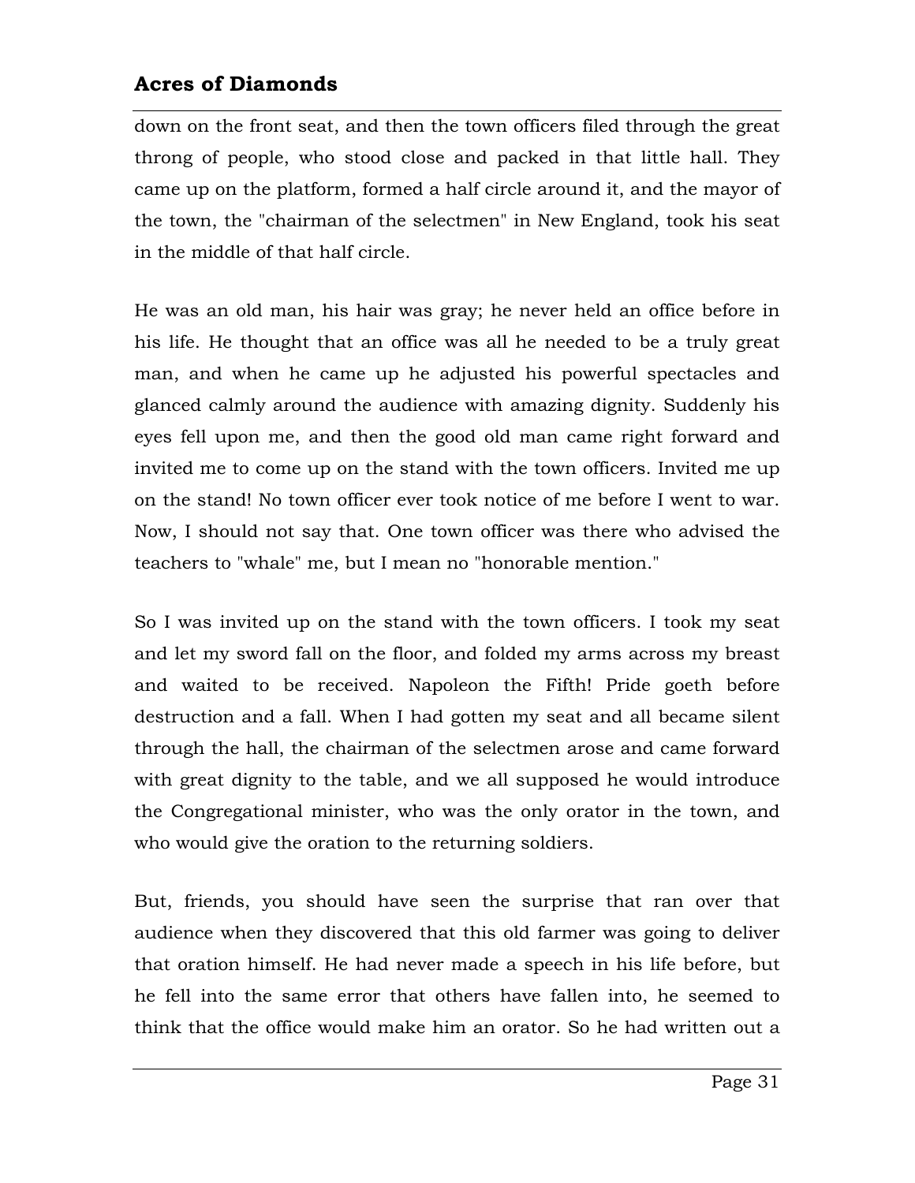down on the front seat, and then the town officers filed through the great throng of people, who stood close and packed in that little hall. They came up on the platform, formed a half circle around it, and the mayor of the town, the "chairman of the selectmen" in New England, took his seat in the middle of that half circle.

He was an old man, his hair was gray; he never held an office before in his life. He thought that an office was all he needed to be a truly great man, and when he came up he adjusted his powerful spectacles and glanced calmly around the audience with amazing dignity. Suddenly his eyes fell upon me, and then the good old man came right forward and invited me to come up on the stand with the town officers. Invited me up on the stand! No town officer ever took notice of me before I went to war. Now, I should not say that. One town officer was there who advised the teachers to "whale" me, but I mean no "honorable mention."

So I was invited up on the stand with the town officers. I took my seat and let my sword fall on the floor, and folded my arms across my breast and waited to be received. Napoleon the Fifth! Pride goeth before destruction and a fall. When I had gotten my seat and all became silent through the hall, the chairman of the selectmen arose and came forward with great dignity to the table, and we all supposed he would introduce the Congregational minister, who was the only orator in the town, and who would give the oration to the returning soldiers.

But, friends, you should have seen the surprise that ran over that audience when they discovered that this old farmer was going to deliver that oration himself. He had never made a speech in his life before, but he fell into the same error that others have fallen into, he seemed to think that the office would make him an orator. So he had written out a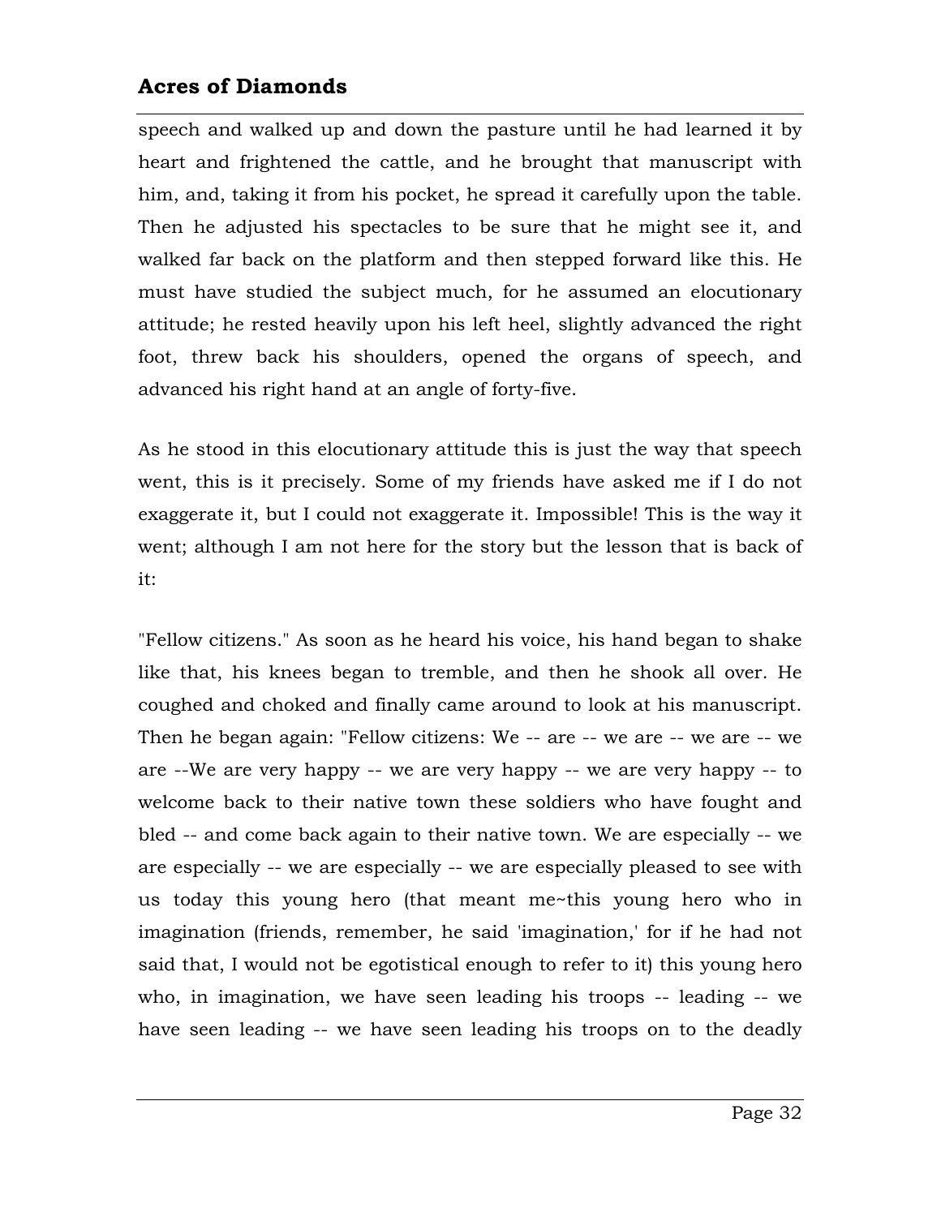speech and walked up and down the pasture until he had learned it by heart and frightened the cattle, and he brought that manuscript with him, and, taking it from his pocket, he spread it carefully upon the table. Then he adjusted his spectacles to be sure that he might see it, and walked far back on the platform and then stepped forward like this. He must have studied the subject much, for he assumed an elocutionary attitude; he rested heavily upon his left heel, slightly advanced the right foot, threw back his shoulders, opened the organs of speech, and advanced his right hand at an angle of forty-five.

As he stood in this elocutionary attitude this is just the way that speech went, this is it precisely. Some of my friends have asked me if I do not exaggerate it, but I could not exaggerate it. Impossible! This is the way it went; although I am not here for the story but the lesson that is back of it:

"Fellow citizens." As soon as he heard his voice, his hand began to shake like that, his knees began to tremble, and then he shook all over. He coughed and choked and finally came around to look at his manuscript. Then he began again: "Fellow citizens: We -- are -- we are -- we are -- we are --We are very happy -- we are very happy -- we are very happy -- to welcome back to their native town these soldiers who have fought and bled -- and come back again to their native town. We are especially -- we are especially -- we are especially -- we are especially pleased to see with us today this young hero (that meant me~this young hero who in imagination (friends, remember, he said 'imagination,' for if he had not said that, I would not be egotistical enough to refer to it) this young hero who, in imagination, we have seen leading his troops -- leading -- we have seen leading -- we have seen leading his troops on to the deadly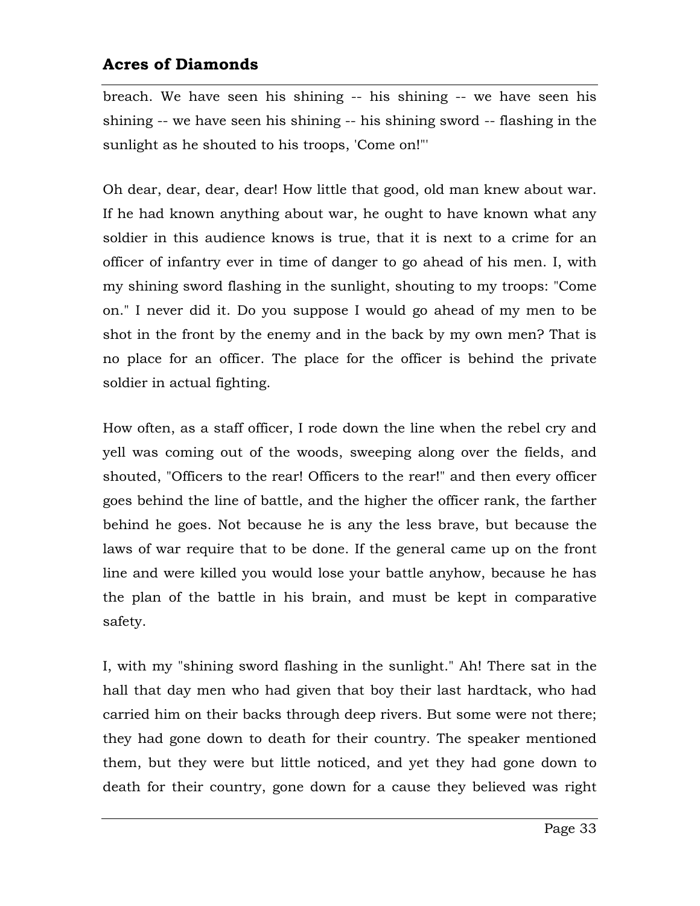breach. We have seen his shining -- his shining -- we have seen his shining -- we have seen his shining -- his shining sword -- flashing in the sunlight as he shouted to his troops, 'Come on!"'

Oh dear, dear, dear, dear! How little that good, old man knew about war. If he had known anything about war, he ought to have known what any soldier in this audience knows is true, that it is next to a crime for an officer of infantry ever in time of danger to go ahead of his men. I, with my shining sword flashing in the sunlight, shouting to my troops: "Come on." I never did it. Do you suppose I would go ahead of my men to be shot in the front by the enemy and in the back by my own men? That is no place for an officer. The place for the officer is behind the private soldier in actual fighting.

How often, as a staff officer, I rode down the line when the rebel cry and yell was coming out of the woods, sweeping along over the fields, and shouted, "Officers to the rear! Officers to the rear!" and then every officer goes behind the line of battle, and the higher the officer rank, the farther behind he goes. Not because he is any the less brave, but because the laws of war require that to be done. If the general came up on the front line and were killed you would lose your battle anyhow, because he has the plan of the battle in his brain, and must be kept in comparative safety.

I, with my "shining sword flashing in the sunlight." Ah! There sat in the hall that day men who had given that boy their last hardtack, who had carried him on their backs through deep rivers. But some were not there; they had gone down to death for their country. The speaker mentioned them, but they were but little noticed, and yet they had gone down to death for their country, gone down for a cause they believed was right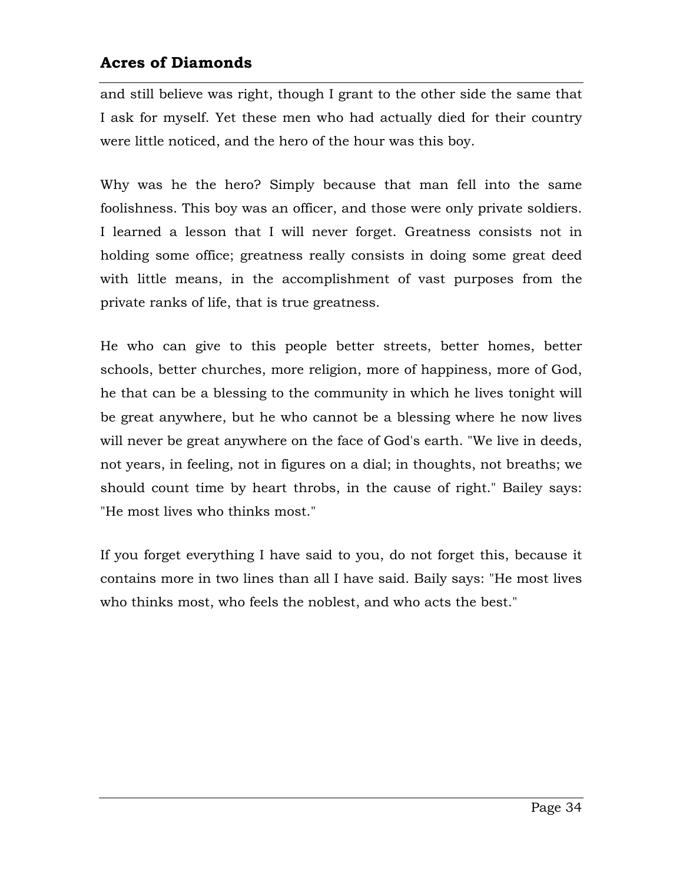and still believe was right, though I grant to the other side the same that I ask for myself. Yet these men who had actually died for their country were little noticed, and the hero of the hour was this boy.

Why was he the hero? Simply because that man fell into the same foolishness. This boy was an officer, and those were only private soldiers. I learned a lesson that I will never forget. Greatness consists not in holding some office; greatness really consists in doing some great deed with little means, in the accomplishment of vast purposes from the private ranks of life, that is true greatness.

He who can give to this people better streets, better homes, better schools, better churches, more religion, more of happiness, more of God, he that can be a blessing to the community in which he lives tonight will be great anywhere, but he who cannot be a blessing where he now lives will never be great anywhere on the face of God's earth. "We live in deeds, not years, in feeling, not in figures on a dial; in thoughts, not breaths; we should count time by heart throbs, in the cause of right." Bailey says: "He most lives who thinks most."

If you forget everything I have said to you, do not forget this, because it contains more in two lines than all I have said. Baily says: "He most lives who thinks most, who feels the noblest, and who acts the best."